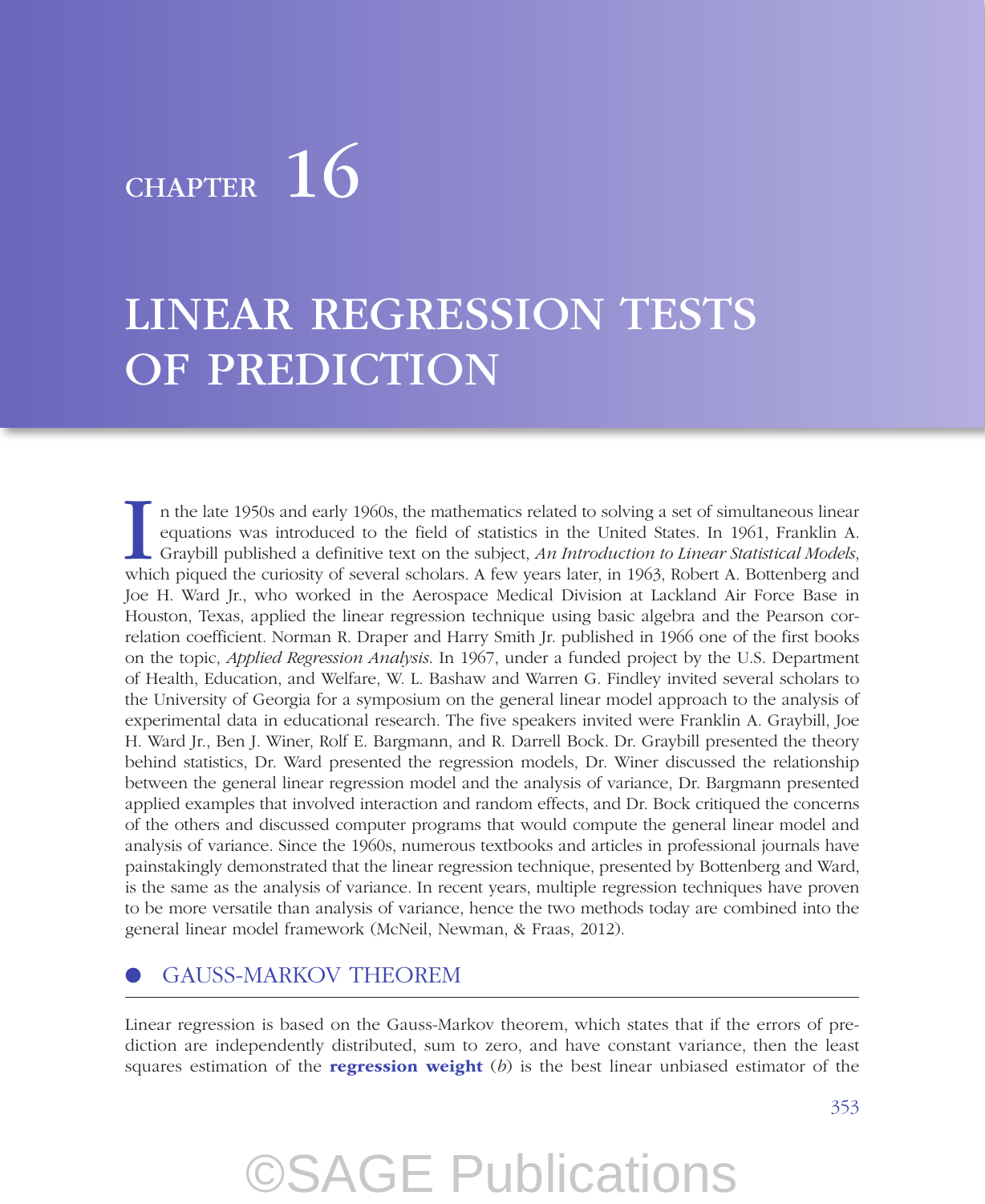# CHAPTER 16

# LINEAR REGRESSION TESTS OF PREDICTION

In the late 1950s and early 1960s, the mathematics related to solving a set of simultaneous linear equations was introduced to the field of statistics in the United States. In 1961, Franklin A. Graybill published a definitive text on the subject, *An Introduction to Linear Statistical Models*, which piqued the curiosity of several scholars. A few years later, in 1963, Robert A. Bottenberg and Joe H. Ward Jr., who worked in the Aerospace Medical Division at Lackland Air Force Base in Houston, Texas, applied the linear regression technique using basic algebra and the Pearson correlation coefficient. Norman R. Draper and Harry Smith Jr. published in 1966 one of the first books on the topic, *Applied Regression Analysis*. In 1967, under a funded project by the U.S. Department of Health, Education, and Welfare, W. L. Bashaw and Warren G. Findley invited several scholars to the University of Georgia for a symposium on the general linear model approach to the analysis of experimental data in educational research. The five speakers invited were Franklin A. Graybill, Joe H. Ward Jr., Ben J. Winer, Rolf E. Bargmann, and R. Darrell Bock. Dr. Graybill presented the theory behind statistics, Dr. Ward presented the regression models, Dr. Winer discussed the relationship between the general linear regression model and the analysis of variance, Dr. Bargmann presented applied examples that involved interaction and random effects, and Dr. Bock critiqued the concerns of the others and discussed computer programs that would compute the general linear model and analysis of variance. Since the 1960s, numerous textbooks and articles in professional journals have painstakingly demonstrated that the linear regression technique, presented by Bottenberg and Ward, is the same as the analysis of variance. In recent years, multiple regression techniques have proven to be more versatile than analysis of variance, hence the two methods today are combined into the general linear model framework (McNeil, Newman, & Fraas, 2012).

## GAUSS-MARKOV THEOREM

Linear regression is based on the Gauss-Markov theorem, which states that if the errors of prediction are independently distributed, sum to zero, and have constant variance, then the least squares estimation of the **regression weight** ($b$) is the best linear unbiased estimator of the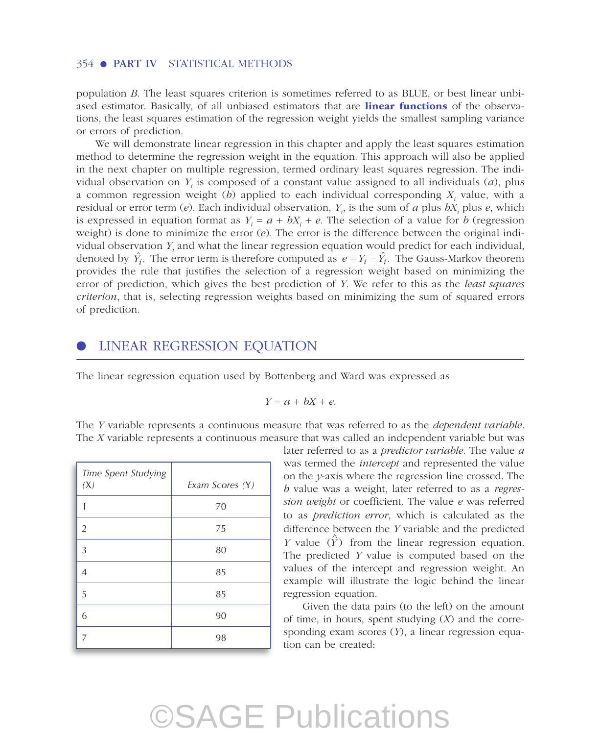population *B*. The least squares criterion is sometimes referred to as BLUE, or best linear unbiased estimator. Basically, of all unbiased estimators that are **linear functions** of the observations, the least squares estimation of the regression weight yields the smallest sampling variance or errors of prediction.

We will demonstrate linear regression in this chapter and apply the least squares estimation method to determine the regression weight in the equation. This approach will also be applied in the next chapter on multiple regression, termed ordinary least squares regression. The individual observation on $Y_i$ is composed of a constant value assigned to all individuals ($a$), plus a common regression weight ($b$) applied to each individual corresponding $X_i$ value, with a residual or error term ($e$). Each individual observation, $Y_i$, is the sum of $a$ plus $bX_i$ plus $e$, which is expressed in equation format as $Y_i = a + bX_i + e$. The selection of a value for $b$ (regression weight) is done to minimize the error ($e$). The error is the difference between the original individual observation $Y_i$ and what the linear regression equation would predict for each individual, denoted by $\hat{Y}_i$. The error term is therefore computed as $e = Y_i - \hat{Y}_i$. The Gauss-Markov theorem provides the rule that justifies the selection of a regression weight based on minimizing the error of prediction, which gives the best prediction of $Y$. We refer to this as the *least squares criterion*, that is, selecting regression weights based on minimizing the sum of squared errors of prediction.

## LINEAR REGRESSION EQUATION

The linear regression equation used by Bottenberg and Ward was expressed as

$$Y = a + bX + e.$$

The $Y$ variable represents a continuous measure that was referred to as the *dependent variable*. The $X$ variable represents a continuous measure that was called an independent variable but was later referred to as a *predictor variable*. The value $a$ was termed the *intercept* and represented the value on the $y$-axis where the regression line crossed. The $b$ value was a weight, later referred to as a *regression weight* or coefficient. The value $e$ was referred to as *prediction error*, which is calculated as the difference between the $Y$ variable and the predicted $Y$ value ($\hat{Y}$) from the linear regression equation. The predicted $Y$ value is computed based on the values of the intercept and regression weight. An example will illustrate the logic behind the linear regression equation.

Given the data pairs (to the left) on the amount of time, in hours, spent studying ($X$) and the corresponding exam scores ($Y$), a linear regression equation can be created:

| *Time Spent Studying (X)* | *Exam Scores (Y)* |
|---|---|
| 1 | 70 |
| 2 | 75 |
| 3 | 80 |
| 4 | 85 |
| 5 | 85 |
| 6 | 90 |
| 7 | 98 |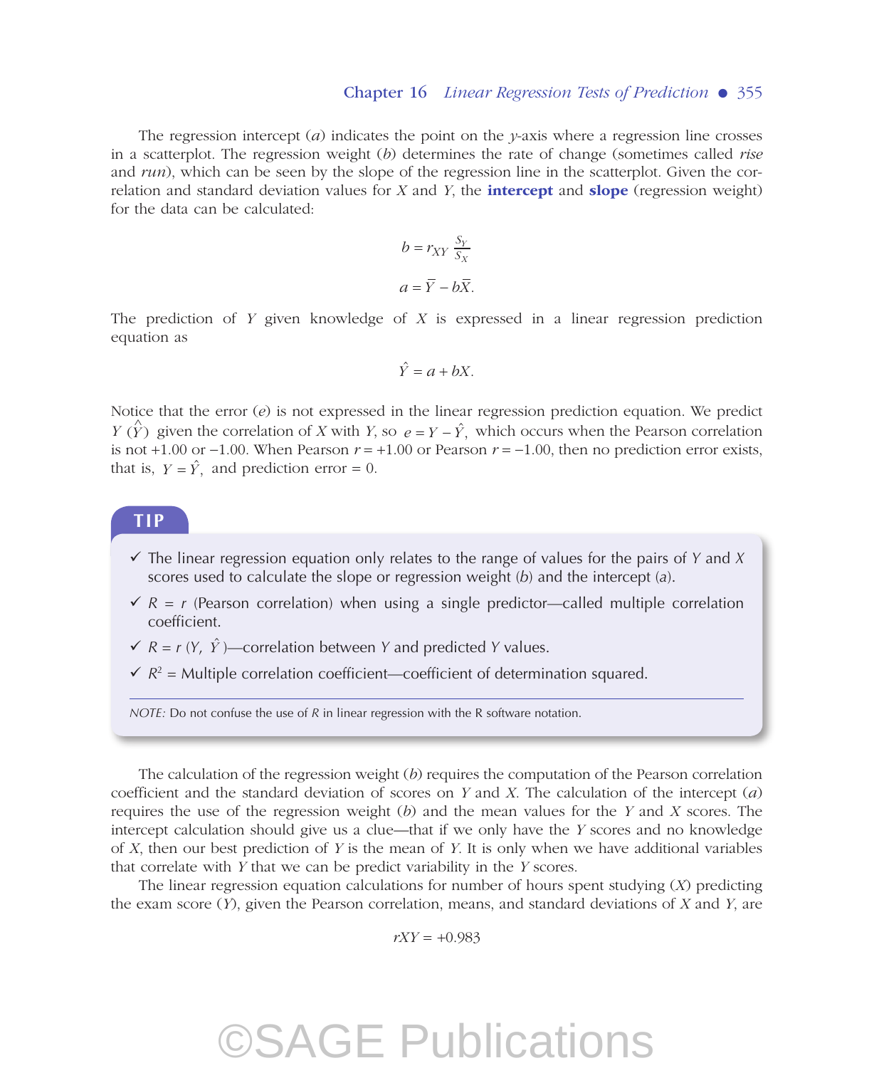The regression intercept ($a$) indicates the point on the $y$-axis where a regression line crosses in a scatterplot. The regression weight ($b$) determines the rate of change (sometimes called *rise* and *run*), which can be seen by the slope of the regression line in the scatterplot. Given the correlation and standard deviation values for $X$ and $Y$, the **intercept** and **slope** (regression weight) for the data can be calculated:

$$b = r_{XY} \frac{S_Y}{S_X}$$

$$a = \overline{Y} - b\overline{X}.$$

The prediction of $Y$ given knowledge of $X$ is expressed in a linear regression prediction equation as

$$\hat{Y} = a + bX.$$

Notice that the error ($e$) is not expressed in the linear regression prediction equation. We predict $Y$ ($\hat{Y}$) given the correlation of $X$ with $Y$, so $e = Y - \hat{Y}$, which occurs when the Pearson correlation is not +1.00 or −1.00. When Pearson $r = +1.00$ or Pearson $r = -1.00$, then no prediction error exists, that is, $Y = \hat{Y}$, and prediction error = 0.

**TIP**

- ✓ The linear regression equation only relates to the range of values for the pairs of $Y$ and $X$ scores used to calculate the slope or regression weight ($b$) and the intercept ($a$).
- ✓ $R = r$ (Pearson correlation) when using a single predictor—called multiple correlation coefficient.
- ✓ $R = r(Y, \hat{Y})$—correlation between $Y$ and predicted $Y$ values.
- ✓ $R^2$ = Multiple correlation coefficient—coefficient of determination squared.

*NOTE:* Do not confuse the use of $R$ in linear regression with the R software notation.

The calculation of the regression weight ($b$) requires the computation of the Pearson correlation coefficient and the standard deviation of scores on $Y$ and $X$. The calculation of the intercept ($a$) requires the use of the regression weight ($b$) and the mean values for the $Y$ and $X$ scores. The intercept calculation should give us a clue—that if we only have the $Y$ scores and no knowledge of $X$, then our best prediction of $Y$ is the mean of $Y$. It is only when we have additional variables that correlate with $Y$ that we can be predict variability in the $Y$ scores.

The linear regression equation calculations for number of hours spent studying ($X$) predicting the exam score ($Y$), given the Pearson correlation, means, and standard deviations of $X$ and $Y$, are

$$rXY = +0.983$$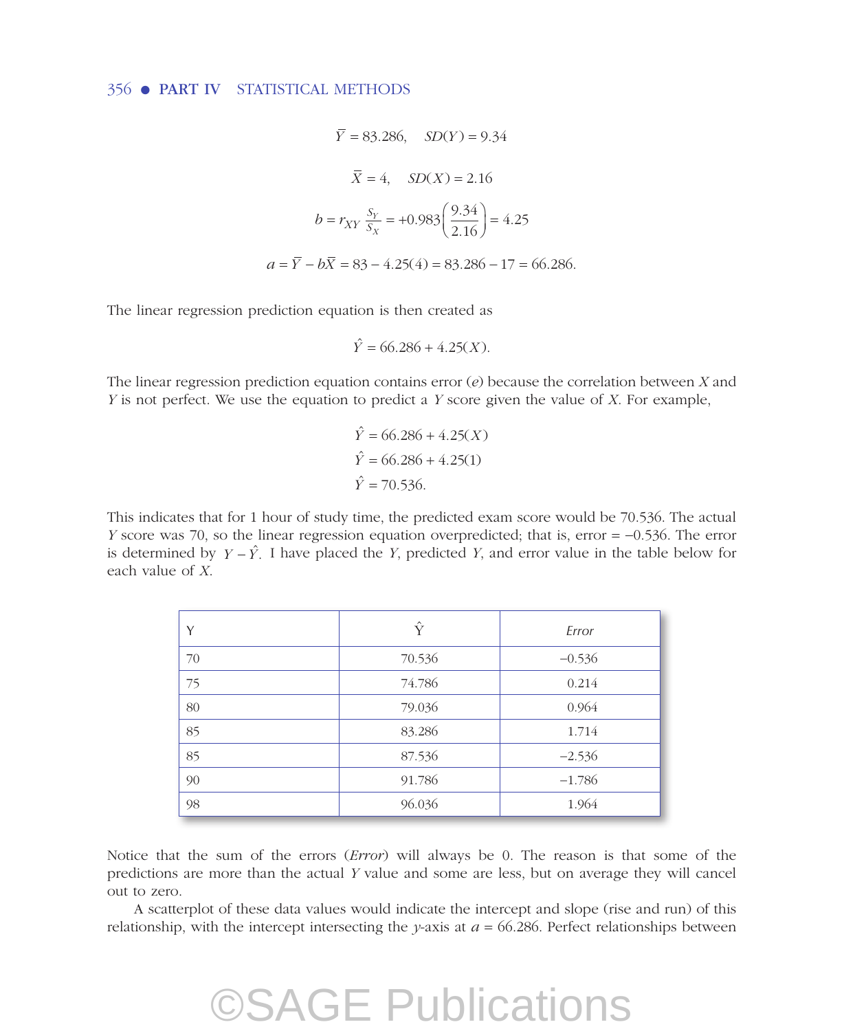$$\bar{Y} = 83.286, \quad SD(Y) = 9.34$$

$$\bar{X} = 4, \quad SD(X) = 2.16$$

$$b = r_{XY}\frac{S_Y}{S_X} = +0.983\left(\frac{9.34}{2.16}\right) = 4.25$$

$$a = \bar{Y} - b\bar{X} = 83 - 4.25(4) = 83.286 - 17 = 66.286.$$

The linear regression prediction equation is then created as

$$\hat{Y} = 66.286 + 4.25(X).$$

The linear regression prediction equation contains error ($e$) because the correlation between $X$ and $Y$ is not perfect. We use the equation to predict a $Y$ score given the value of $X$. For example,

$$\hat{Y} = 66.286 + 4.25(X)$$
$$\hat{Y} = 66.286 + 4.25(1)$$
$$\hat{Y} = 70.536.$$

This indicates that for 1 hour of study time, the predicted exam score would be 70.536. The actual $Y$ score was 70, so the linear regression equation overpredicted; that is, error = −0.536. The error is determined by $Y - \hat{Y}$. I have placed the $Y$, predicted $Y$, and error value in the table below for each value of $X$.

| Y | $\hat{Y}$ | *Error* |
|---|---|---|
| 70 | 70.536 | −0.536 |
| 75 | 74.786 | 0.214 |
| 80 | 79.036 | 0.964 |
| 85 | 83.286 | 1.714 |
| 85 | 87.536 | −2.536 |
| 90 | 91.786 | −1.786 |
| 98 | 96.036 | 1.964 |

Notice that the sum of the errors (*Error*) will always be 0. The reason is that some of the predictions are more than the actual $Y$ value and some are less, but on average they will cancel out to zero.

A scatterplot of these data values would indicate the intercept and slope (rise and run) of this relationship, with the intercept intersecting the $y$-axis at $a = 66.286$. Perfect relationships between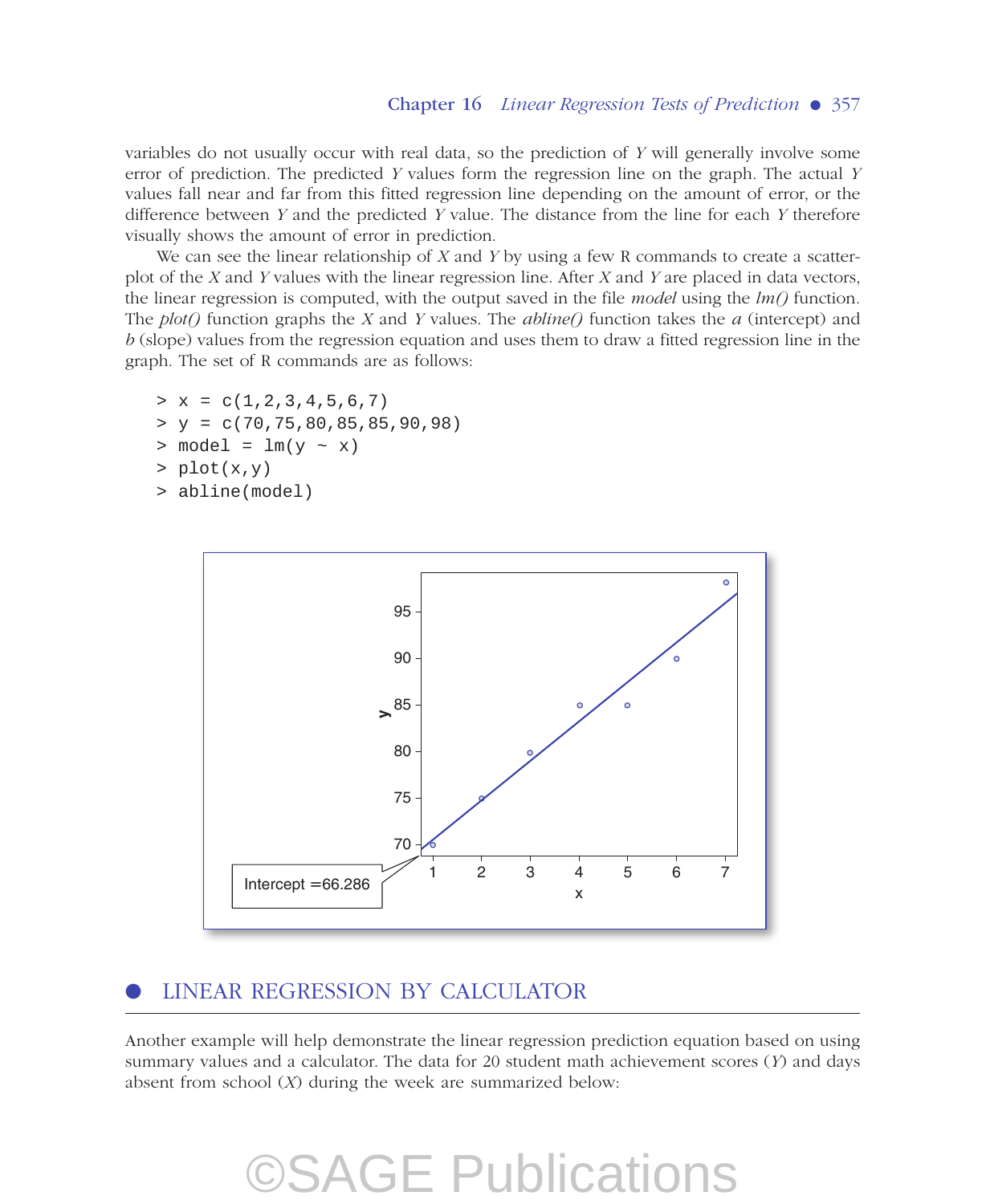variables do not usually occur with real data, so the prediction of $Y$ will generally involve some error of prediction. The predicted $Y$ values form the regression line on the graph. The actual $Y$ values fall near and far from this fitted regression line depending on the amount of error, or the difference between $Y$ and the predicted $Y$ value. The distance from the line for each $Y$ therefore visually shows the amount of error in prediction.

We can see the linear relationship of $X$ and $Y$ by using a few R commands to create a scatterplot of the $X$ and $Y$ values with the linear regression line. After $X$ and $Y$ are placed in data vectors, the linear regression is computed, with the output saved in the file *model* using the *lm()* function. The *plot()* function graphs the $X$ and $Y$ values. The *abline()* function takes the $a$ (intercept) and $b$ (slope) values from the regression equation and uses them to draw a fitted regression line in the graph. The set of R commands are as follows:

```
> x = c(1,2,3,4,5,6,7)
> y = c(70,75,80,85,85,90,98)
> model = lm(y ~ x)
> plot(x,y)
> abline(model)
```

Intercept =66.286

## LINEAR REGRESSION BY CALCULATOR

Another example will help demonstrate the linear regression prediction equation based on using summary values and a calculator. The data for 20 student math achievement scores ($Y$) and days absent from school ($X$) during the week are summarized below: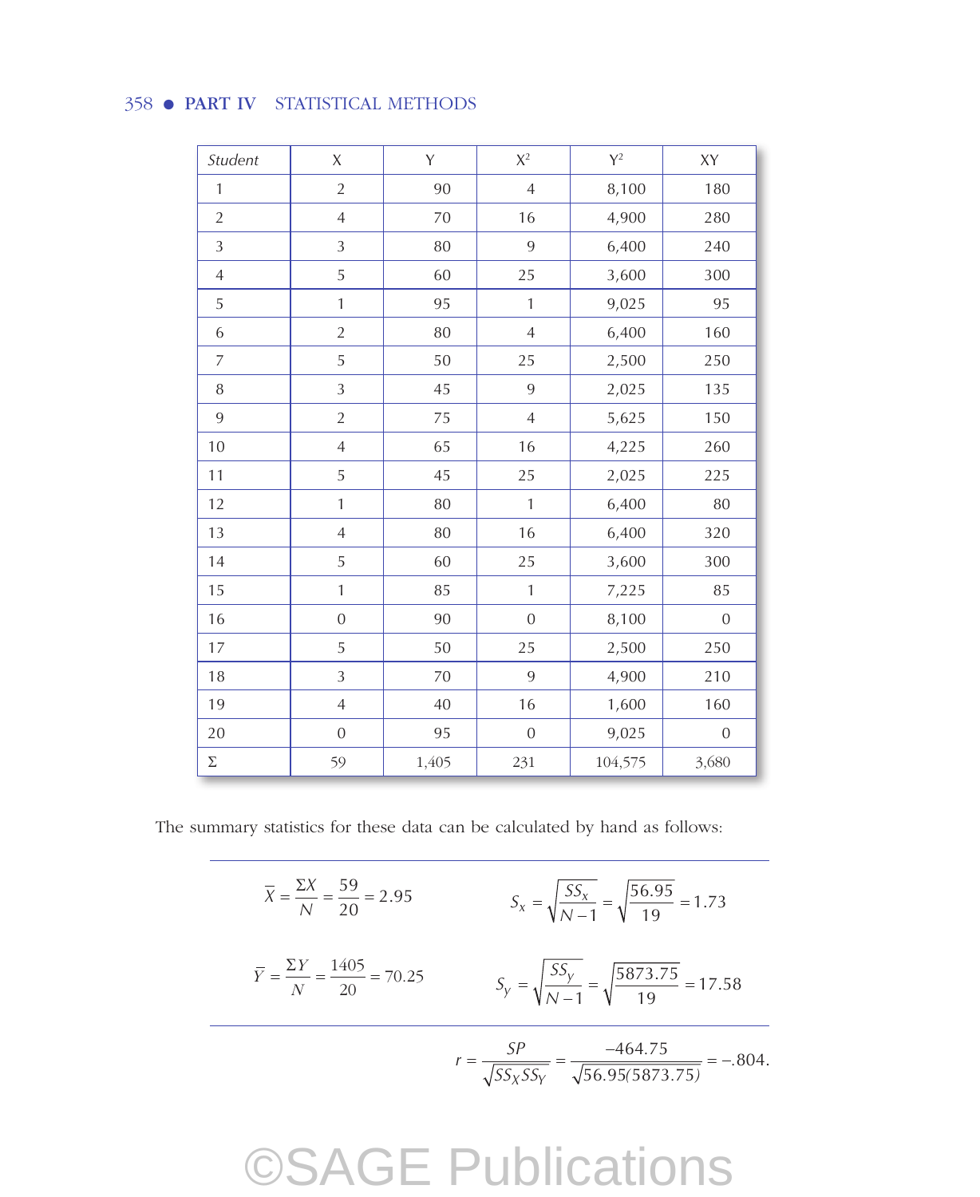| *Student* | X | Y | $X^2$ | $Y^2$ | XY |
|---|---|---|---|---|---|
| 1 | 2 | 90 | 4 | 8,100 | 180 |
| 2 | 4 | 70 | 16 | 4,900 | 280 |
| 3 | 3 | 80 | 9 | 6,400 | 240 |
| 4 | 5 | 60 | 25 | 3,600 | 300 |
| 5 | 1 | 95 | 1 | 9,025 | 95 |
| 6 | 2 | 80 | 4 | 6,400 | 160 |
| 7 | 5 | 50 | 25 | 2,500 | 250 |
| 8 | 3 | 45 | 9 | 2,025 | 135 |
| 9 | 2 | 75 | 4 | 5,625 | 150 |
| 10 | 4 | 65 | 16 | 4,225 | 260 |
| 11 | 5 | 45 | 25 | 2,025 | 225 |
| 12 | 1 | 80 | 1 | 6,400 | 80 |
| 13 | 4 | 80 | 16 | 6,400 | 320 |
| 14 | 5 | 60 | 25 | 3,600 | 300 |
| 15 | 1 | 85 | 1 | 7,225 | 85 |
| 16 | 0 | 90 | 0 | 8,100 | 0 |
| 17 | 5 | 50 | 25 | 2,500 | 250 |
| 18 | 3 | 70 | 9 | 4,900 | 210 |
| 19 | 4 | 40 | 16 | 1,600 | 160 |
| 20 | 0 | 95 | 0 | 9,025 | 0 |
| Σ | 59 | 1,405 | 231 | 104,575 | 3,680 |

The summary statistics for these data can be calculated by hand as follows:

$$\overline{X} = \frac{\Sigma X}{N} = \frac{59}{20} = 2.95 \qquad S_x = \sqrt{\frac{SS_x}{N-1}} = \sqrt{\frac{56.95}{19}} = 1.73$$

$$\overline{Y} = \frac{\Sigma Y}{N} = \frac{1405}{20} = 70.25 \qquad S_y = \sqrt{\frac{SS_y}{N-1}} = \sqrt{\frac{5873.75}{19}} = 17.58$$

$$r = \frac{SP}{\sqrt{SS_X SS_Y}} = \frac{-464.75}{\sqrt{56.95(5873.75)}} = -.804.$$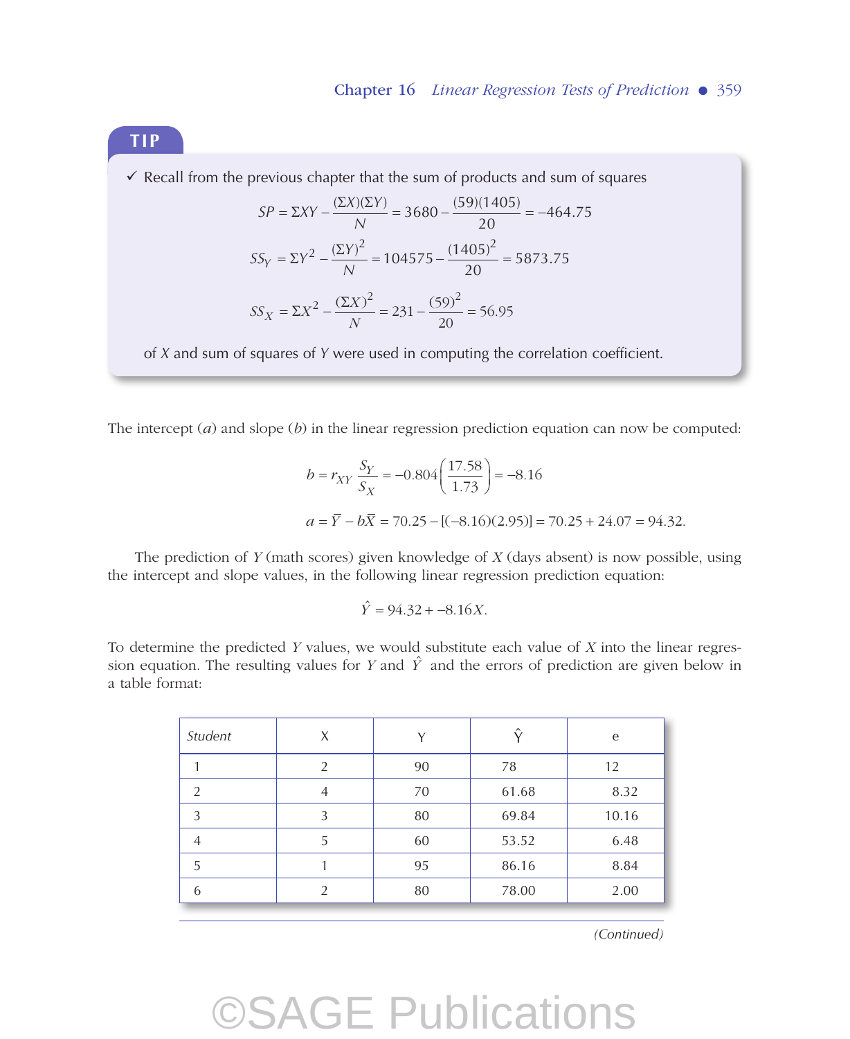**TIP**

✓ Recall from the previous chapter that the sum of products and sum of squares

$$SP = \Sigma XY - \frac{(\Sigma X)(\Sigma Y)}{N} = 3680 - \frac{(59)(1405)}{20} = -464.75$$

$$SS_Y = \Sigma Y^2 - \frac{(\Sigma Y)^2}{N} = 104575 - \frac{(1405)^2}{20} = 5873.75$$

$$SS_X = \Sigma X^2 - \frac{(\Sigma X)^2}{N} = 231 - \frac{(59)^2}{20} = 56.95$$

of $X$ and sum of squares of $Y$ were used in computing the correlation coefficient.

The intercept ($a$) and slope ($b$) in the linear regression prediction equation can now be computed:

$$b = r_{XY}\frac{S_Y}{S_X} = -0.804\left(\frac{17.58}{1.73}\right) = -8.16$$

$$a = \overline{Y} - b\overline{X} = 70.25 - [(-8.16)(2.95)] = 70.25 + 24.07 = 94.32.$$

The prediction of $Y$ (math scores) given knowledge of $X$ (days absent) is now possible, using the intercept and slope values, in the following linear regression prediction equation:

$$\hat{Y} = 94.32 + -8.16X.$$

To determine the predicted $Y$ values, we would substitute each value of $X$ into the linear regression equation. The resulting values for $Y$ and $\hat{Y}$ and the errors of prediction are given below in a table format:

| *Student* | X | Y | $\hat{Y}$ | e |
|---|---|---|---|---|
| 1 | 2 | 90 | 78 | 12 |
| 2 | 4 | 70 | 61.68 | 8.32 |
| 3 | 3 | 80 | 69.84 | 10.16 |
| 4 | 5 | 60 | 53.52 | 6.48 |
| 5 | 1 | 95 | 86.16 | 8.84 |
| 6 | 2 | 80 | 78.00 | 2.00 |

*(Continued)*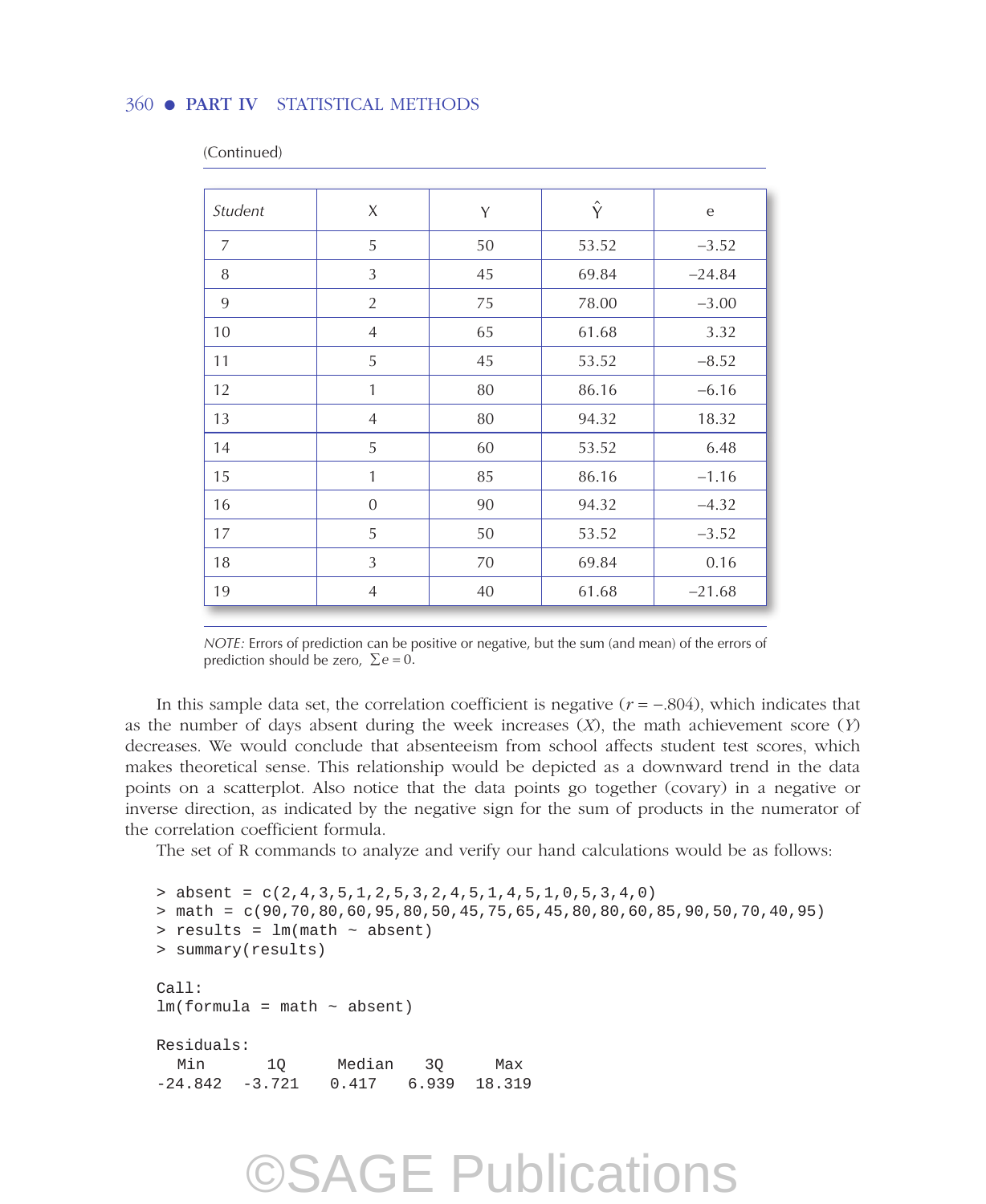(Continued)

| Student | X | Y | $\hat{Y}$ | e |
|---|---|---|---|---|
| 7 | 5 | 50 | 53.52 | −3.52 |
| 8 | 3 | 45 | 69.84 | −24.84 |
| 9 | 2 | 75 | 78.00 | −3.00 |
| 10 | 4 | 65 | 61.68 | 3.32 |
| 11 | 5 | 45 | 53.52 | −8.52 |
| 12 | 1 | 80 | 86.16 | −6.16 |
| 13 | 4 | 80 | 94.32 | 18.32 |
| 14 | 5 | 60 | 53.52 | 6.48 |
| 15 | 1 | 85 | 86.16 | −1.16 |
| 16 | 0 | 90 | 94.32 | −4.32 |
| 17 | 5 | 50 | 53.52 | −3.52 |
| 18 | 3 | 70 | 69.84 | 0.16 |
| 19 | 4 | 40 | 61.68 | −21.68 |

*NOTE:* Errors of prediction can be positive or negative, but the sum (and mean) of the errors of prediction should be zero, $\sum e = 0$.

In this sample data set, the correlation coefficient is negative ($r = -.804$), which indicates that as the number of days absent during the week increases ($X$), the math achievement score ($Y$) decreases. We would conclude that absenteeism from school affects student test scores, which makes theoretical sense. This relationship would be depicted as a downward trend in the data points on a scatterplot. Also notice that the data points go together (covary) in a negative or inverse direction, as indicated by the negative sign for the sum of products in the numerator of the correlation coefficient formula.

The set of R commands to analyze and verify our hand calculations would be as follows:

```
> absent = c(2,4,3,5,1,2,5,3,2,4,5,1,4,5,1,0,5,3,4,0)
> math = c(90,70,80,60,95,80,50,45,75,65,45,80,80,60,85,90,50,70,40,95)
> results = lm(math ~ absent)
> summary(results)

Call:
lm(formula = math ~ absent)

Residuals:
   Min       1Q     Median    3Q      Max
-24.842   -3.721   0.417    6.939   18.319
```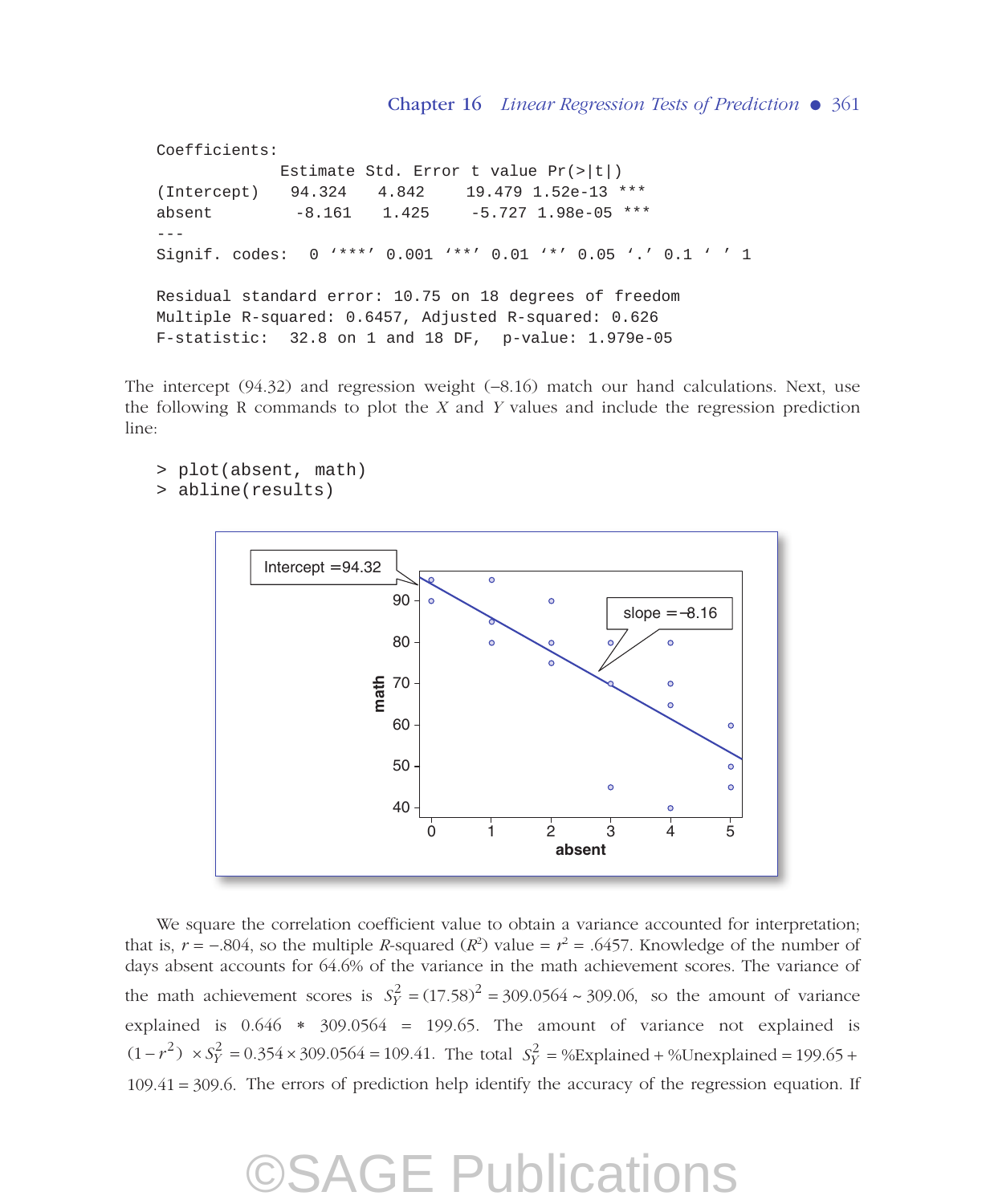```
Coefficients:
              Estimate Std. Error t value Pr(>|t|)
(Intercept)    94.324    4.842    19.479 1.52e-13 ***
absent         -8.161    1.425    -5.727 1.98e-05 ***
---
Signif. codes:  0 '***' 0.001 '**' 0.01 '*' 0.05 '.' 0.1 ' ' 1

Residual standard error: 10.75 on 18 degrees of freedom
Multiple R-squared: 0.6457, Adjusted R-squared: 0.626
F-statistic:  32.8 on 1 and 18 DF,  p-value: 1.979e-05
```

The intercept (94.32) and regression weight (–8.16) match our hand calculations. Next, use the following R commands to plot the *X* and *Y* values and include the regression prediction line:

```
> plot(absent, math)
> abline(results)
```

We square the correlation coefficient value to obtain a variance accounted for interpretation; that is, $r = -.804$, so the multiple *R*-squared ($R^2$) value = $r^2 = .6457$. Knowledge of the number of days absent accounts for 64.6% of the variance in the math achievement scores. The variance of the math achievement scores is $S_Y^2 = (17.58)^2 = 309.0564 \sim 309.06$, so the amount of variance explained is 0.646 ∗ 309.0564 = 199.65. The amount of variance not explained is $(1 - r^2) \times S_Y^2 = 0.354 \times 309.0564 = 109.41$. The total $S_Y^2$ = %Explained + %Unexplained = 199.65 + 109.41 = 309.6. The errors of prediction help identify the accuracy of the regression equation. If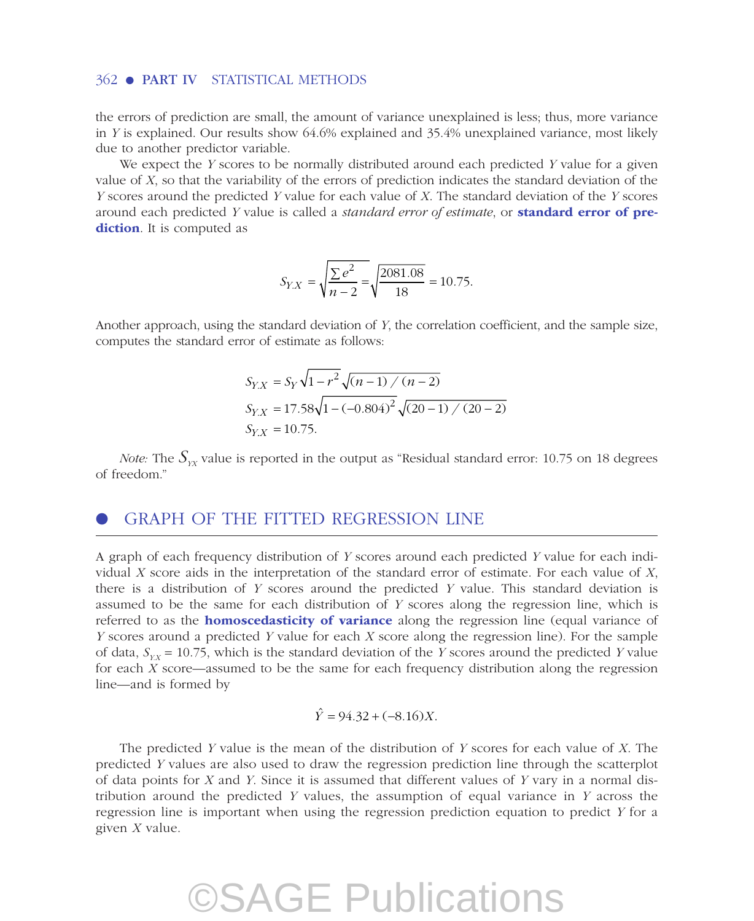the errors of prediction are small, the amount of variance unexplained is less; thus, more variance in $Y$ is explained. Our results show 64.6% explained and 35.4% unexplained variance, most likely due to another predictor variable.

We expect the $Y$ scores to be normally distributed around each predicted $Y$ value for a given value of $X$, so that the variability of the errors of prediction indicates the standard deviation of the $Y$ scores around the predicted $Y$ value for each value of $X$. The standard deviation of the $Y$ scores around each predicted $Y$ value is called a *standard error of estimate*, or **standard error of prediction**. It is computed as

$$S_{Y.X} = \sqrt{\frac{\sum e^2}{n-2}} = \sqrt{\frac{2081.08}{18}} = 10.75.$$

Another approach, using the standard deviation of $Y$, the correlation coefficient, and the sample size, computes the standard error of estimate as follows:

$$S_{Y.X} = S_Y \sqrt{1-r^2}\sqrt{(n-1)/(n-2)}$$

$$S_{Y.X} = 17.58\sqrt{1-(-0.804)^2}\sqrt{(20-1)/(20-2)}$$

$$S_{Y.X} = 10.75.$$

*Note:* The $S_{YX}$ value is reported in the output as "Residual standard error: 10.75 on 18 degrees of freedom."

## GRAPH OF THE FITTED REGRESSION LINE

A graph of each frequency distribution of $Y$ scores around each predicted $Y$ value for each individual $X$ score aids in the interpretation of the standard error of estimate. For each value of $X$, there is a distribution of $Y$ scores around the predicted $Y$ value. This standard deviation is assumed to be the same for each distribution of $Y$ scores along the regression line, which is referred to as the **homoscedasticity of variance** along the regression line (equal variance of $Y$ scores around a predicted $Y$ value for each $X$ score along the regression line). For the sample of data, $S_{Y.X} = 10.75$, which is the standard deviation of the $Y$ scores around the predicted $Y$ value for each $X$ score—assumed to be the same for each frequency distribution along the regression line—and is formed by

$$\hat{Y} = 94.32 + (-8.16)X.$$

The predicted $Y$ value is the mean of the distribution of $Y$ scores for each value of $X$. The predicted $Y$ values are also used to draw the regression prediction line through the scatterplot of data points for $X$ and $Y$. Since it is assumed that different values of $Y$ vary in a normal distribution around the predicted $Y$ values, the assumption of equal variance in $Y$ across the regression line is important when using the regression prediction equation to predict $Y$ for a given $X$ value.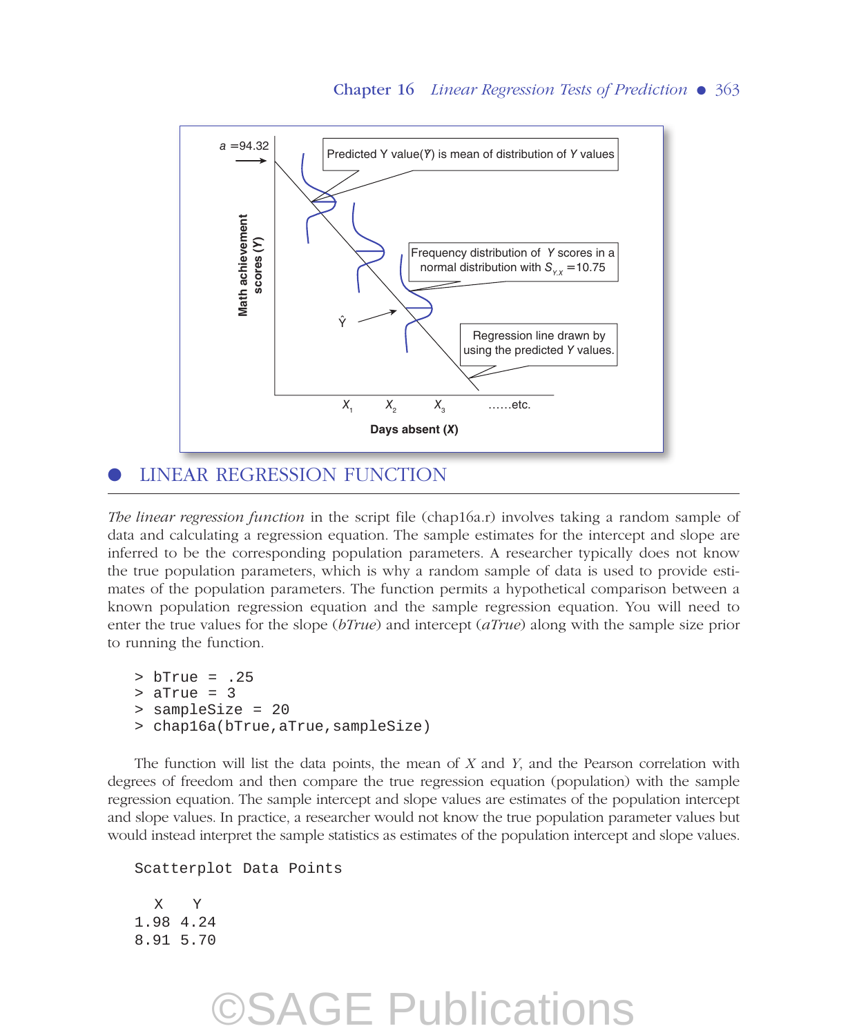## LINEAR REGRESSION FUNCTION

*The linear regression function* in the script file (chap16a.r) involves taking a random sample of data and calculating a regression equation. The sample estimates for the intercept and slope are inferred to be the corresponding population parameters. A researcher typically does not know the true population parameters, which is why a random sample of data is used to provide estimates of the population parameters. The function permits a hypothetical comparison between a known population regression equation and the sample regression equation. You will need to enter the true values for the slope (*bTrue*) and intercept (*aTrue*) along with the sample size prior to running the function.

```
> bTrue = .25
> aTrue = 3
> sampleSize = 20
> chap16a(bTrue,aTrue,sampleSize)
```

The function will list the data points, the mean of *X* and *Y*, and the Pearson correlation with degrees of freedom and then compare the true regression equation (population) with the sample regression equation. The sample intercept and slope values are estimates of the population intercept and slope values. In practice, a researcher would not know the true population parameter values but would instead interpret the sample statistics as estimates of the population intercept and slope values.

```
Scatterplot Data Points

   X    Y
1.98 4.24
8.91 5.70
```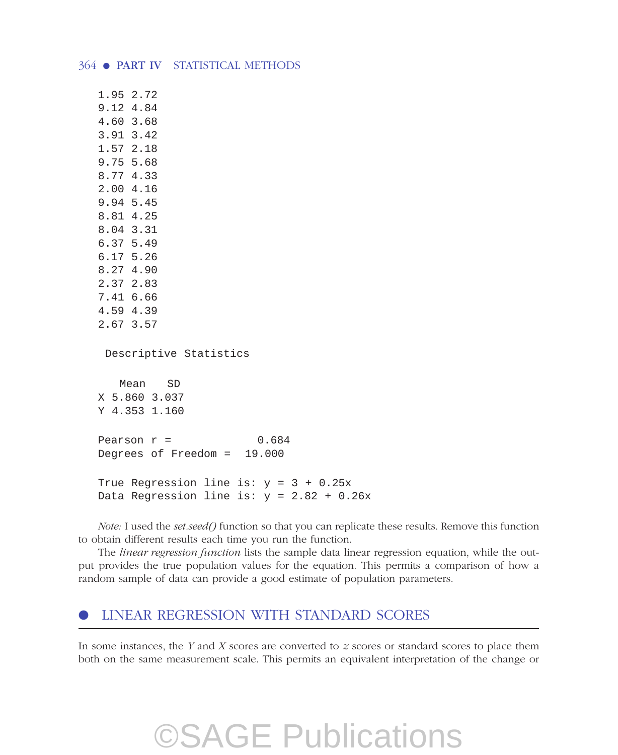```
1.95 2.72
9.12 4.84
4.60 3.68
3.91 3.42
1.57 2.18
9.75 5.68
8.77 4.33
2.00 4.16
9.94 5.45
8.81 4.25
8.04 3.31
6.37 5.49
6.17 5.26
8.27 4.90
2.37 2.83
7.41 6.66
4.59 4.39
2.67 3.57

 Descriptive Statistics

    Mean   SD
X 5.860 3.037
Y 4.353 1.160

Pearson r =             0.684
Degrees of Freedom =  19.000

True Regression line is: y = 3 + 0.25x
Data Regression line is: y = 2.82 + 0.26x
```

*Note:* I used the *set.seed()* function so that you can replicate these results. Remove this function to obtain different results each time you run the function.

The *linear regression function* lists the sample data linear regression equation, while the output provides the true population values for the equation. This permits a comparison of how a random sample of data can provide a good estimate of population parameters.

## LINEAR REGRESSION WITH STANDARD SCORES

In some instances, the $Y$ and $X$ scores are converted to $z$ scores or standard scores to place them both on the same measurement scale. This permits an equivalent interpretation of the change or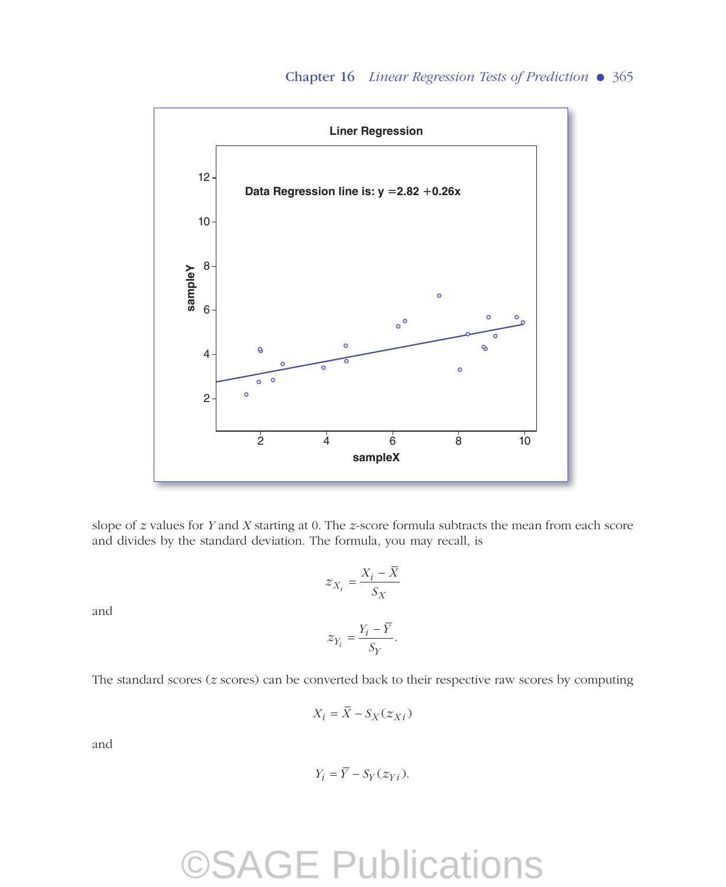slope of $z$ values for $Y$ and $X$ starting at 0. The $z$-score formula subtracts the mean from each score and divides by the standard deviation. The formula, you may recall, is

$$z_{X_i} = \frac{X_i - \bar{X}}{S_X}$$

and

$$z_{Y_i} = \frac{Y_i - \bar{Y}}{S_Y}.$$

The standard scores ($z$ scores) can be converted back to their respective raw scores by computing

$$X_i = \bar{X} - S_X(z_{Xi})$$

and

$$Y_i = \bar{Y} - S_Y(z_{Yi}).$$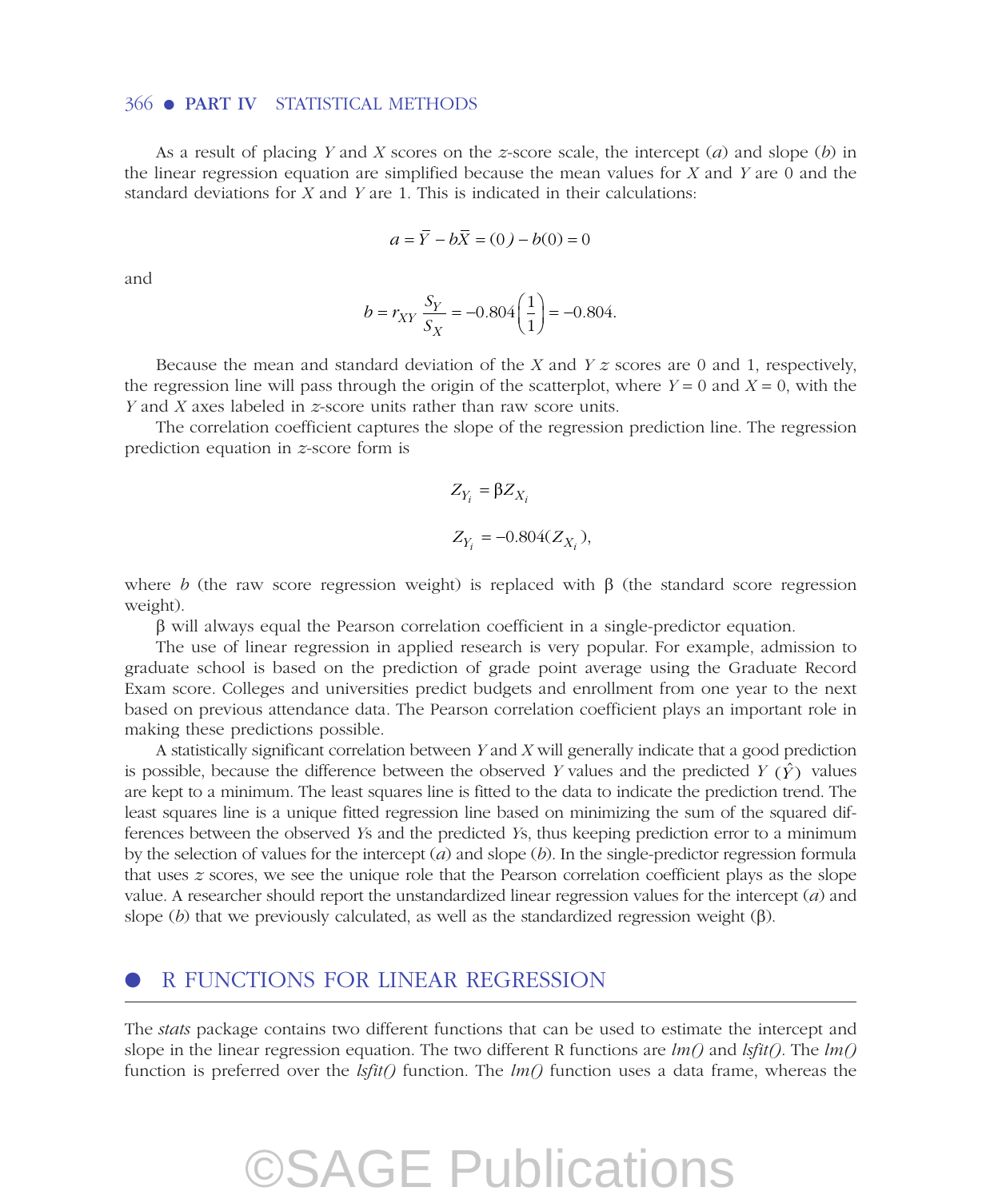As a result of placing $Y$ and $X$ scores on the $z$-score scale, the intercept ($a$) and slope ($b$) in the linear regression equation are simplified because the mean values for $X$ and $Y$ are 0 and the standard deviations for $X$ and $Y$ are 1. This is indicated in their calculations:

$$a = \bar{Y} - b\bar{X} = (0) - b(0) = 0$$

and

$$b = r_{XY} \frac{S_Y}{S_X} = -0.804\left(\frac{1}{1}\right) = -0.804.$$

Because the mean and standard deviation of the $X$ and $Y$ $z$ scores are 0 and 1, respectively, the regression line will pass through the origin of the scatterplot, where $Y = 0$ and $X = 0$, with the $Y$ and $X$ axes labeled in $z$-score units rather than raw score units.

The correlation coefficient captures the slope of the regression prediction line. The regression prediction equation in $z$-score form is

$$Z_{Y_i} = \beta Z_{X_i}$$

$$Z_{Y_i} = -0.804(Z_{X_i}),$$

where $b$ (the raw score regression weight) is replaced with $\beta$ (the standard score regression weight).

$\beta$ will always equal the Pearson correlation coefficient in a single-predictor equation.

The use of linear regression in applied research is very popular. For example, admission to graduate school is based on the prediction of grade point average using the Graduate Record Exam score. Colleges and universities predict budgets and enrollment from one year to the next based on previous attendance data. The Pearson correlation coefficient plays an important role in making these predictions possible.

A statistically significant correlation between $Y$ and $X$ will generally indicate that a good prediction is possible, because the difference between the observed $Y$ values and the predicted $Y$ ($\hat{Y}$) values are kept to a minimum. The least squares line is fitted to the data to indicate the prediction trend. The least squares line is a unique fitted regression line based on minimizing the sum of the squared differences between the observed $Y$s and the predicted $Y$s, thus keeping prediction error to a minimum by the selection of values for the intercept ($a$) and slope ($b$). In the single-predictor regression formula that uses $z$ scores, we see the unique role that the Pearson correlation coefficient plays as the slope value. A researcher should report the unstandardized linear regression values for the intercept ($a$) and slope ($b$) that we previously calculated, as well as the standardized regression weight ($\beta$).

## R FUNCTIONS FOR LINEAR REGRESSION

The *stats* package contains two different functions that can be used to estimate the intercept and slope in the linear regression equation. The two different R functions are *lm()* and *lsfit()*. The *lm()* function is preferred over the *lsfit()* function. The *lm()* function uses a data frame, whereas the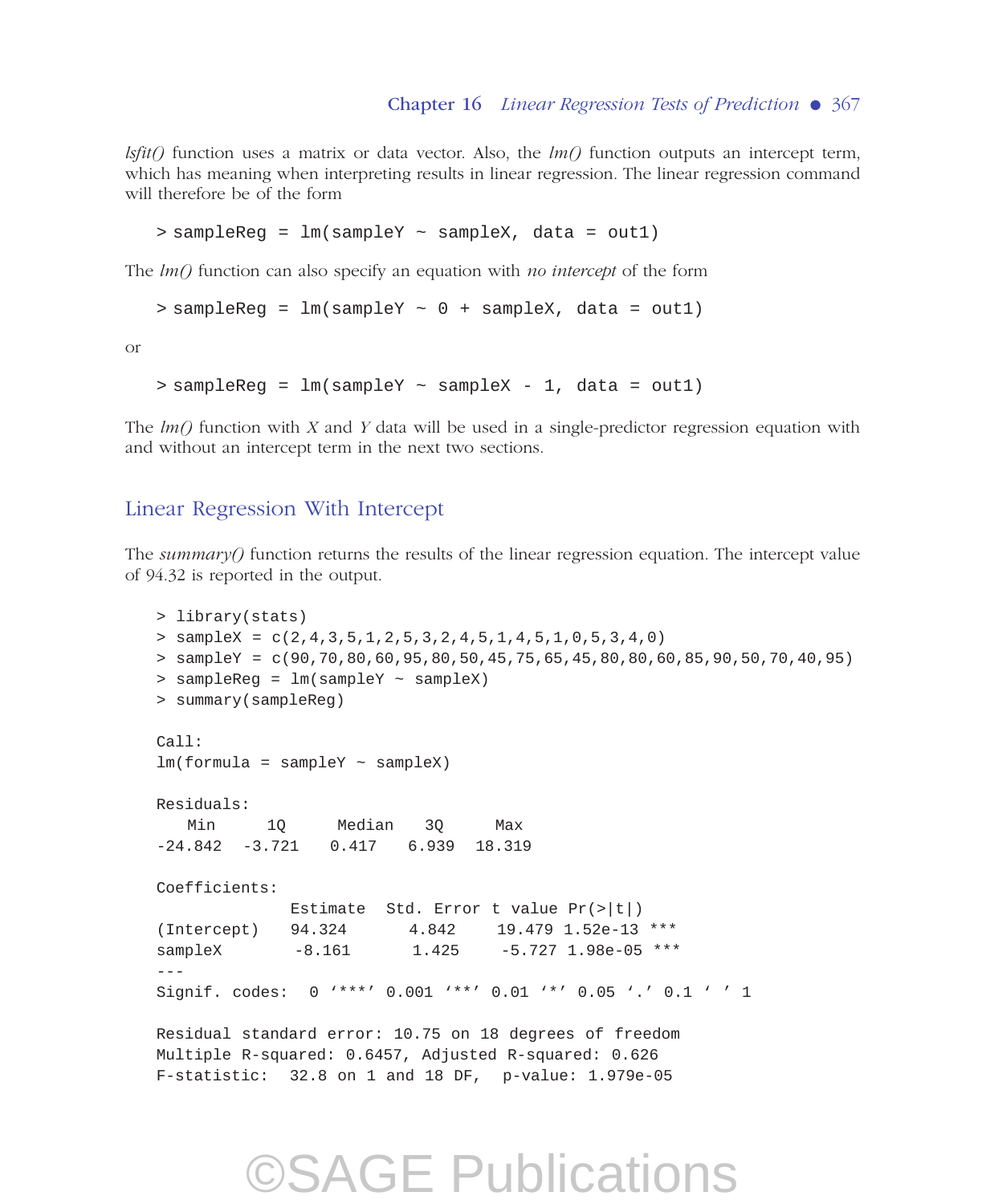*lsfit()* function uses a matrix or data vector. Also, the *lm()* function outputs an intercept term, which has meaning when interpreting results in linear regression. The linear regression command will therefore be of the form

```
> sampleReg = lm(sampleY ~ sampleX, data = out1)
```

The *lm()* function can also specify an equation with *no intercept* of the form

```
> sampleReg = lm(sampleY ~ 0 + sampleX, data = out1)
```

or

```
> sampleReg = lm(sampleY ~ sampleX - 1, data = out1)
```

The *lm()* function with *X* and *Y* data will be used in a single-predictor regression equation with and without an intercept term in the next two sections.

## Linear Regression With Intercept

The *summary()* function returns the results of the linear regression equation. The intercept value of 94.32 is reported in the output.

```
> library(stats)
> sampleX = c(2,4,3,5,1,2,5,3,2,4,5,1,4,5,1,0,5,3,4,0)
> sampleY = c(90,70,80,60,95,80,50,45,75,65,45,80,80,60,85,90,50,70,40,95)
> sampleReg = lm(sampleY ~ sampleX)
> summary(sampleReg)

Call:
lm(formula = sampleY ~ sampleX)

Residuals:
   Min      1Q     Median    3Q      Max
-24.842   -3.721   0.417   6.939   18.319

Coefficients:
              Estimate  Std. Error  t value Pr(>|t|)
(Intercept)    94.324      4.842     19.479 1.52e-13 ***
sampleX        -8.161      1.425     -5.727 1.98e-05 ***
---
Signif. codes:  0 '***' 0.001 '**' 0.01 '*' 0.05 '.' 0.1 ' ' 1

Residual standard error: 10.75 on 18 degrees of freedom
Multiple R-squared: 0.6457, Adjusted R-squared: 0.626
F-statistic:  32.8 on 1 and 18 DF,  p-value: 1.979e-05
```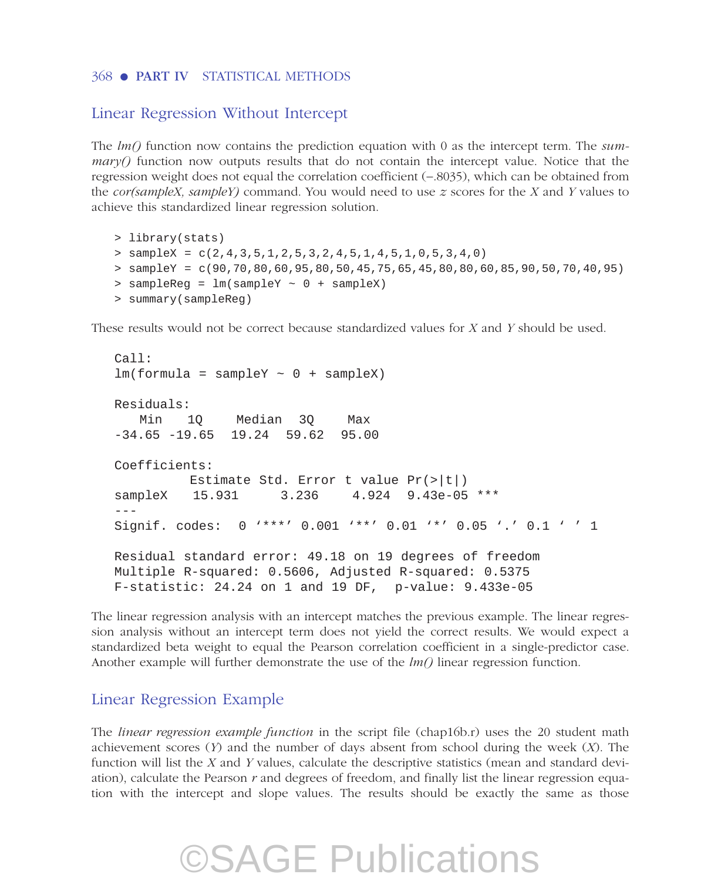## Linear Regression Without Intercept

The *lm()* function now contains the prediction equation with 0 as the intercept term. The *summary()* function now outputs results that do not contain the intercept value. Notice that the regression weight does not equal the correlation coefficient (−.8035), which can be obtained from the *cor(sampleX, sampleY)* command. You would need to use *z* scores for the *X* and *Y* values to achieve this standardized linear regression solution.

```
> library(stats)
> sampleX = c(2,4,3,5,1,2,5,3,2,4,5,1,4,5,1,0,5,3,4,0)
> sampleY = c(90,70,80,60,95,80,50,45,75,65,45,80,80,60,85,90,50,70,40,95)
> sampleReg = lm(sampleY ~ 0 + sampleX)
> summary(sampleReg)
```

These results would not be correct because standardized values for *X* and *Y* should be used.

```
Call:
lm(formula = sampleY ~ 0 + sampleX)

Residuals:
   Min    1Q     Median   3Q     Max
-34.65 -19.65   19.24   59.62   95.00

Coefficients:
         Estimate Std. Error t value Pr(>|t|)
sampleX   15.931     3.236    4.924   9.43e-05 ***
---
Signif. codes:  0 '***' 0.001 '**' 0.01 '*' 0.05 '.' 0.1 ' ' 1

Residual standard error: 49.18 on 19 degrees of freedom
Multiple R-squared: 0.5606, Adjusted R-squared: 0.5375
F-statistic: 24.24 on 1 and 19 DF,  p-value: 9.433e-05
```

The linear regression analysis with an intercept matches the previous example. The linear regression analysis without an intercept term does not yield the correct results. We would expect a standardized beta weight to equal the Pearson correlation coefficient in a single-predictor case. Another example will further demonstrate the use of the *lm()* linear regression function.

## Linear Regression Example

The *linear regression example function* in the script file (chap16b.r) uses the 20 student math achievement scores (*Y*) and the number of days absent from school during the week (*X*). The function will list the *X* and *Y* values, calculate the descriptive statistics (mean and standard deviation), calculate the Pearson *r* and degrees of freedom, and finally list the linear regression equation with the intercept and slope values. The results should be exactly the same as those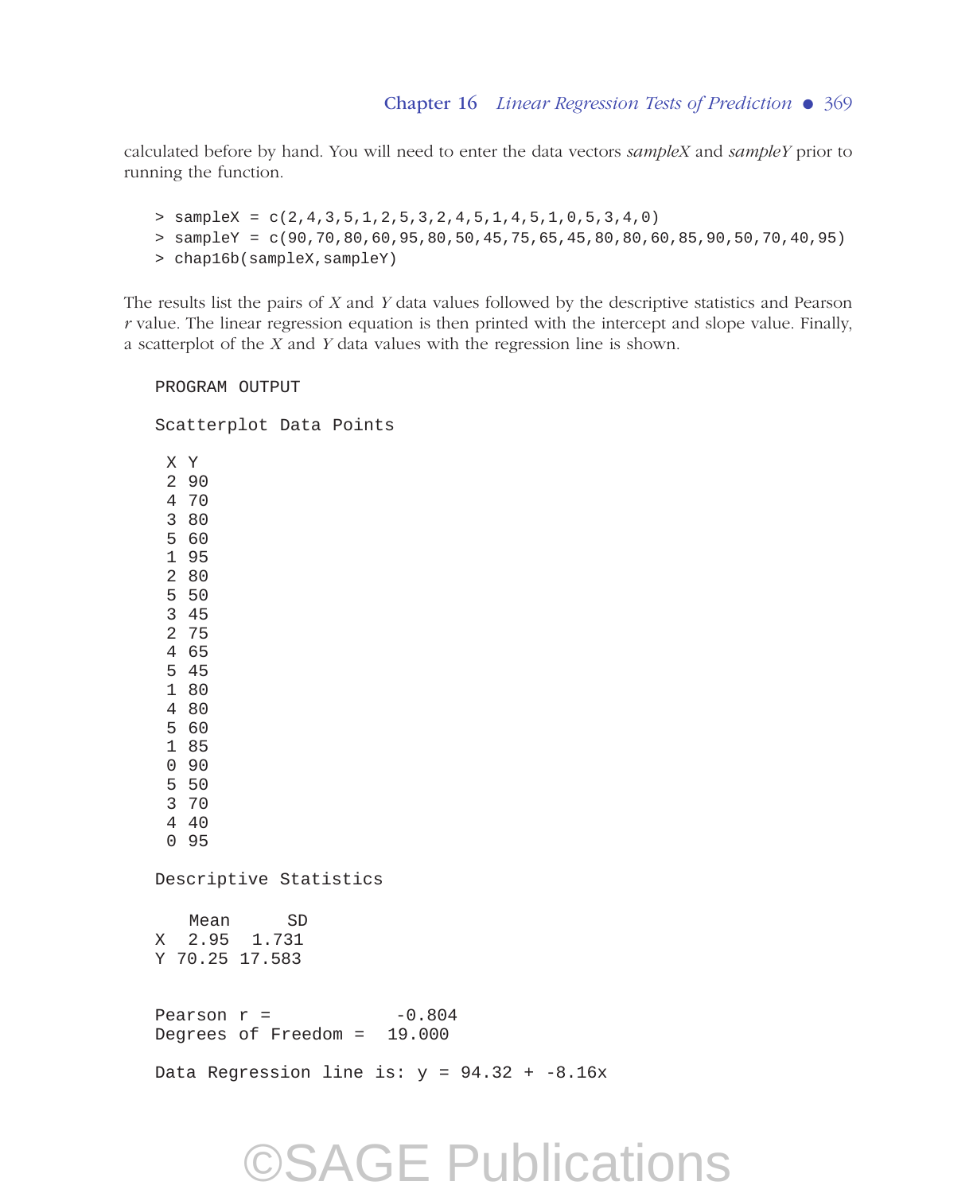calculated before by hand. You will need to enter the data vectors *sampleX* and *sampleY* prior to running the function.

```
> sampleX = c(2,4,3,5,1,2,5,3,2,4,5,1,4,5,1,0,5,3,4,0)
> sampleY = c(90,70,80,60,95,80,50,45,75,65,45,80,80,60,85,90,50,70,40,95)
> chap16b(sampleX,sampleY)
```

The results list the pairs of $X$ and $Y$ data values followed by the descriptive statistics and Pearson $r$ value. The linear regression equation is then printed with the intercept and slope value. Finally, a scatterplot of the $X$ and $Y$ data values with the regression line is shown.

```
PROGRAM OUTPUT

Scatterplot Data Points

 X Y
 2 90
 4 70
 3 80
 5 60
 1 95
 2 80
 5 50
 3 45
 2 75
 4 65
 5 45
 1 80
 4 80
 5 60
 1 85
 0 90
 5 50
 3 70
 4 40
 0 95

Descriptive Statistics

   Mean      SD
X  2.95  1.731
Y 70.25 17.583


Pearson r =            -0.804
Degrees of Freedom =  19.000

Data Regression line is: y = 94.32 + -8.16x
```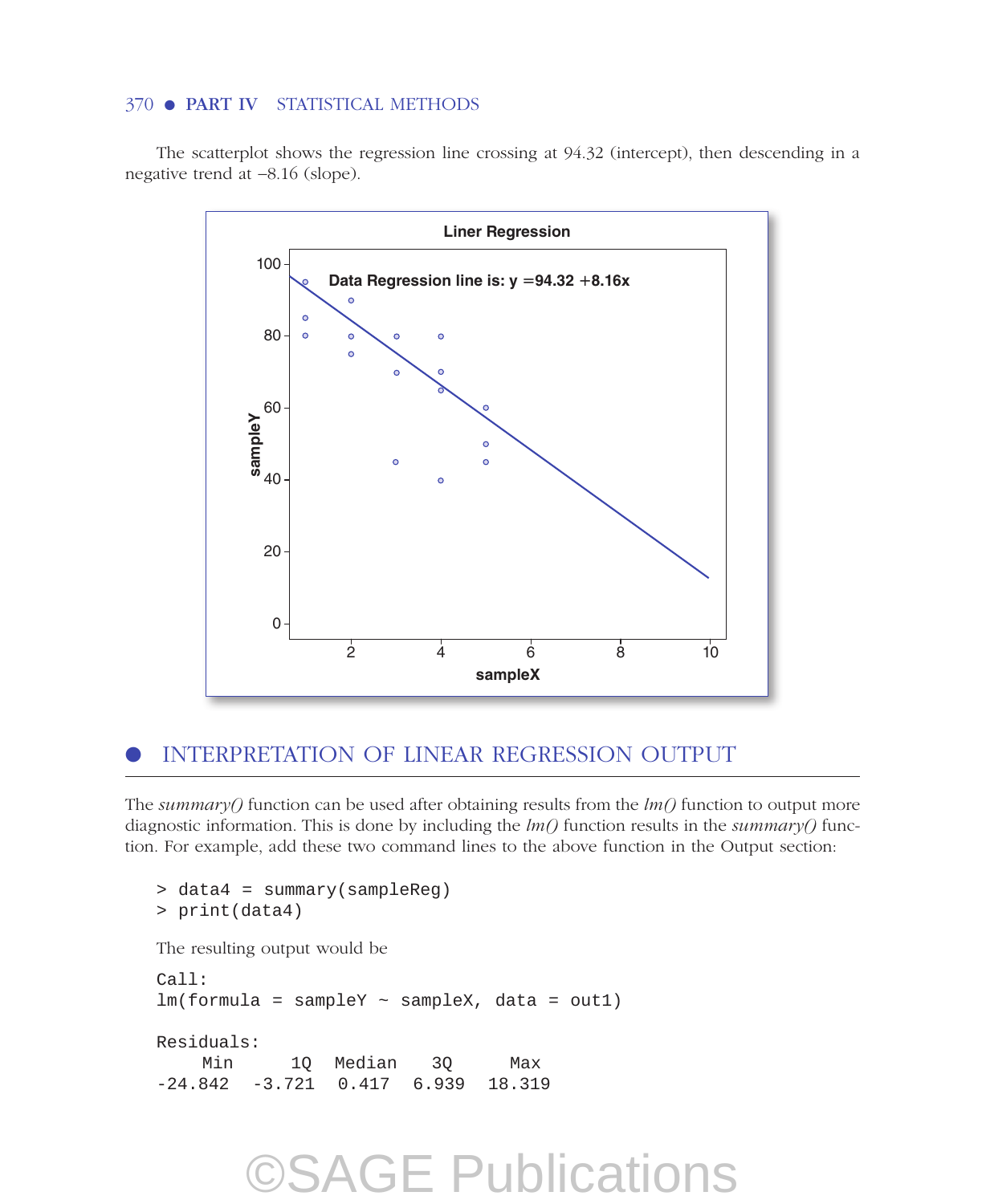The scatterplot shows the regression line crossing at 94.32 (intercept), then descending in a negative trend at –8.16 (slope).

## INTERPRETATION OF LINEAR REGRESSION OUTPUT

The *summary()* function can be used after obtaining results from the *lm()* function to output more diagnostic information. This is done by including the *lm()* function results in the *summary()* function. For example, add these two command lines to the above function in the Output section:

```
> data4 = summary(sampleReg)
> print(data4)
```

The resulting output would be

```
Call:
lm(formula = sampleY ~ sampleX, data = out1)

Residuals:
    Min      1Q  Median    3Q     Max
-24.842  -3.721  0.417  6.939  18.319
```

©SAGE Publications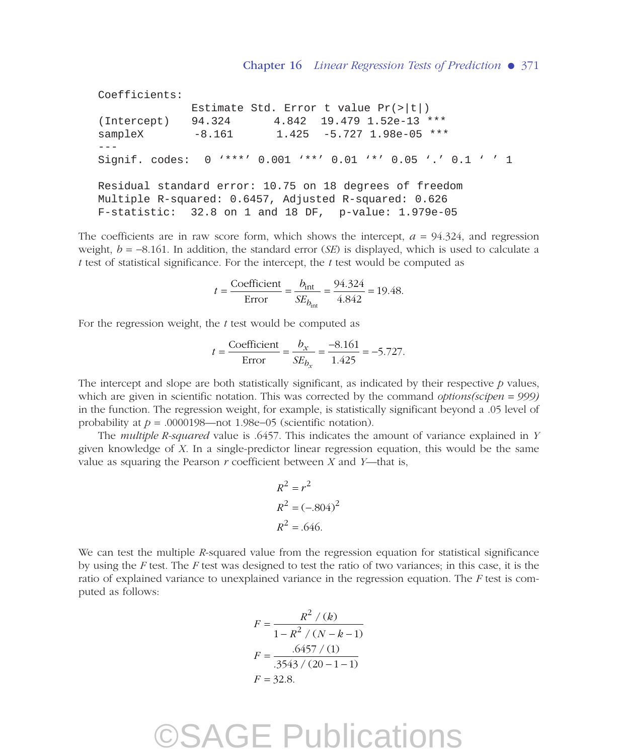```
Coefficients:
               Estimate Std. Error t value Pr(>|t|)
(Intercept)    94.324      4.842  19.479 1.52e-13 ***
sampleX        -8.161      1.425  -5.727 1.98e-05 ***
---
Signif. codes:  0 '***' 0.001 '**' 0.01 '*' 0.05 '.' 0.1 ' ' 1

Residual standard error: 10.75 on 18 degrees of freedom
Multiple R-squared: 0.6457, Adjusted R-squared: 0.626
F-statistic:  32.8 on 1 and 18 DF,  p-value: 1.979e-05
```

The coefficients are in raw score form, which shows the intercept, $a = 94.324$, and regression weight, $b = -8.161$. In addition, the standard error (*SE*) is displayed, which is used to calculate a *t* test of statistical significance. For the intercept, the *t* test would be computed as

$$t = \frac{\text{Coefficient}}{\text{Error}} = \frac{b_{\text{int}}}{SE_{b_{\text{int}}}} = \frac{94.324}{4.842} = 19.48.$$

For the regression weight, the *t* test would be computed as

$$t = \frac{\text{Coefficient}}{\text{Error}} = \frac{b_x}{SE_{b_x}} = \frac{-8.161}{1.425} = -5.727.$$

The intercept and slope are both statistically significant, as indicated by their respective *p* values, which are given in scientific notation. This was corrected by the command *options(scipen = 999)* in the function. The regression weight, for example, is statistically significant beyond a .05 level of probability at $p = .0000198$—not 1.98e–05 (scientific notation).

The *multiple R-squared* value is .6457. This indicates the amount of variance explained in *Y* given knowledge of *X*. In a single-predictor linear regression equation, this would be the same value as squaring the Pearson *r* coefficient between *X* and *Y*—that is,

$$R^2 = r^2$$
$$R^2 = (-.804)^2$$
$$R^2 = .646.$$

We can test the multiple *R*-squared value from the regression equation for statistical significance by using the *F* test. The *F* test was designed to test the ratio of two variances; in this case, it is the ratio of explained variance to unexplained variance in the regression equation. The *F* test is computed as follows:

$$F = \frac{R^2 / (k)}{1 - R^2 / (N - k - 1)}$$
$$F = \frac{.6457 / (1)}{.3543 / (20 - 1 - 1)}$$
$$F = 32.8.$$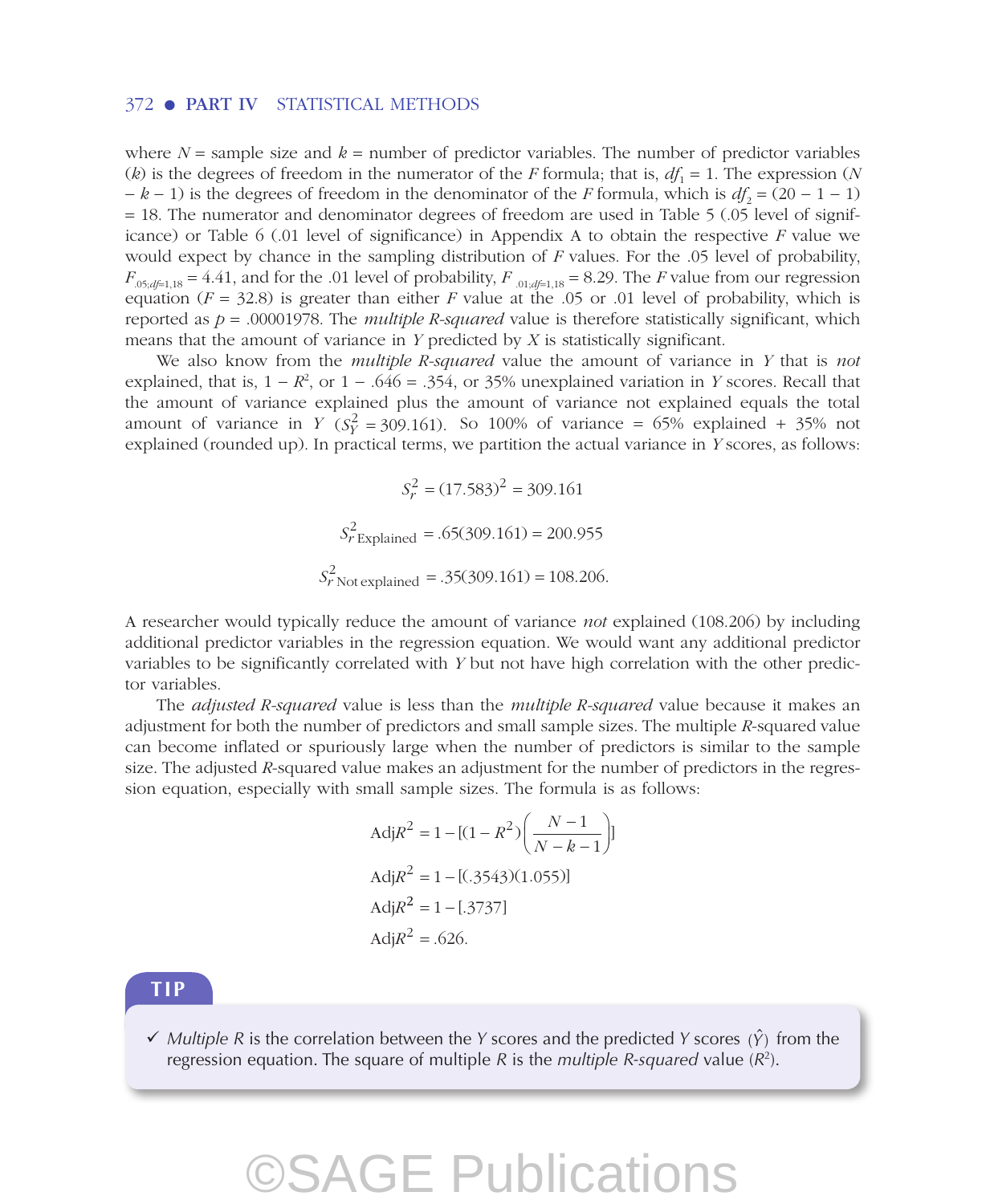where $N$ = sample size and $k$ = number of predictor variables. The number of predictor variables ($k$) is the degrees of freedom in the numerator of the $F$ formula; that is, $df_1 = 1$. The expression ($N - k - 1$) is the degrees of freedom in the denominator of the $F$ formula, which is $df_2 = (20 - 1 - 1) = 18$. The numerator and denominator degrees of freedom are used in Table 5 (.05 level of significance) or Table 6 (.01 level of significance) in Appendix A to obtain the respective $F$ value we would expect by chance in the sampling distribution of $F$ values. For the .05 level of probability, $F_{.05;df=1,18} = 4.41$, and for the .01 level of probability, $F_{.01;df=1,18} = 8.29$. The $F$ value from our regression equation ($F = 32.8$) is greater than either $F$ value at the .05 or .01 level of probability, which is reported as $p = .00001978$. The *multiple R-squared* value is therefore statistically significant, which means that the amount of variance in $Y$ predicted by $X$ is statistically significant.

We also know from the *multiple R-squared* value the amount of variance in $Y$ that is *not* explained, that is, $1 - R^2$, or $1 - .646 = .354$, or 35% unexplained variation in $Y$ scores. Recall that the amount of variance explained plus the amount of variance not explained equals the total amount of variance in $Y$ ($S_Y^2 = 309.161$). So 100% of variance = 65% explained + 35% not explained (rounded up). In practical terms, we partition the actual variance in $Y$ scores, as follows:

$$S_r^2 = (17.583)^2 = 309.161$$

$$S_{r\,\text{Explained}}^2 = .65(309.161) = 200.955$$

$$S_{r\,\text{Not explained}}^2 = .35(309.161) = 108.206.$$

A researcher would typically reduce the amount of variance *not* explained (108.206) by including additional predictor variables in the regression equation. We would want any additional predictor variables to be significantly correlated with $Y$ but not have high correlation with the other predictor variables.

The *adjusted R-squared* value is less than the *multiple R-squared* value because it makes an adjustment for both the number of predictors and small sample sizes. The multiple $R$-squared value can become inflated or spuriously large when the number of predictors is similar to the sample size. The adjusted $R$-squared value makes an adjustment for the number of predictors in the regression equation, especially with small sample sizes. The formula is as follows:

$$\text{Adj}R^2 = 1 - [(1 - R^2)\left(\frac{N-1}{N-k-1}\right)]$$

$$\text{Adj}R^2 = 1 - [(.3543)(1.055)]$$

$$\text{Adj}R^2 = 1 - [.3737]$$

$$\text{Adj}R^2 = .626.$$

**TIP**

- ✓ *Multiple R* is the correlation between the $Y$ scores and the predicted $Y$ scores ($\hat{Y}$) from the regression equation. The square of multiple $R$ is the *multiple R-squared* value ($R^2$).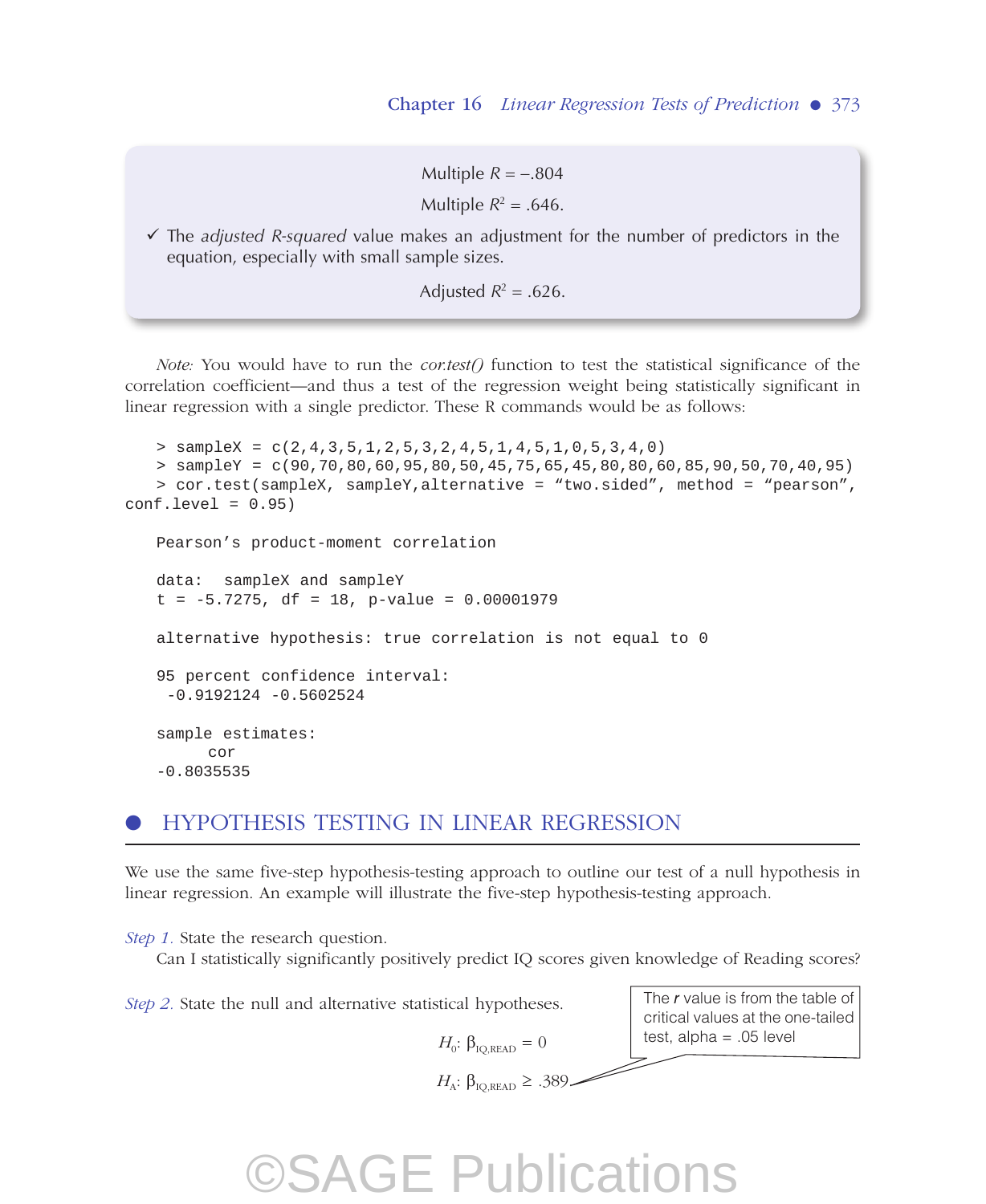Multiple $R = -.804$

Multiple $R^2 = .646$.

✓ The *adjusted R-squared* value makes an adjustment for the number of predictors in the equation, especially with small sample sizes.

Adjusted $R^2 = .626$.

*Note:* You would have to run the *cor.test()* function to test the statistical significance of the correlation coefficient—and thus a test of the regression weight being statistically significant in linear regression with a single predictor. These R commands would be as follows:

```
> sampleX = c(2,4,3,5,1,2,5,3,2,4,5,1,4,5,1,0,5,3,4,0)
> sampleY = c(90,70,80,60,95,80,50,45,75,65,45,80,80,60,85,90,50,70,40,95)
> cor.test(sampleX, sampleY,alternative = "two.sided", method = "pearson",
conf.level = 0.95)

Pearson's product-moment correlation

data:  sampleX and sampleY
t = -5.7275, df = 18, p-value = 0.00001979

alternative hypothesis: true correlation is not equal to 0

95 percent confidence interval:
 -0.9192124 -0.5602524

sample estimates:
      cor
-0.8035535
```

## HYPOTHESIS TESTING IN LINEAR REGRESSION

We use the same five-step hypothesis-testing approach to outline our test of a null hypothesis in linear regression. An example will illustrate the five-step hypothesis-testing approach.

*Step 1.* State the research question.

Can I statistically significantly positively predict IQ scores given knowledge of Reading scores?

*Step 2.* State the null and alternative statistical hypotheses.

$$H_0: \beta_{\text{IQ,READ}} = 0$$

$$H_A: \beta_{\text{IQ,READ}} \geq .389$$

The *r* value is from the table of critical values at the one-tailed test, alpha = .05 level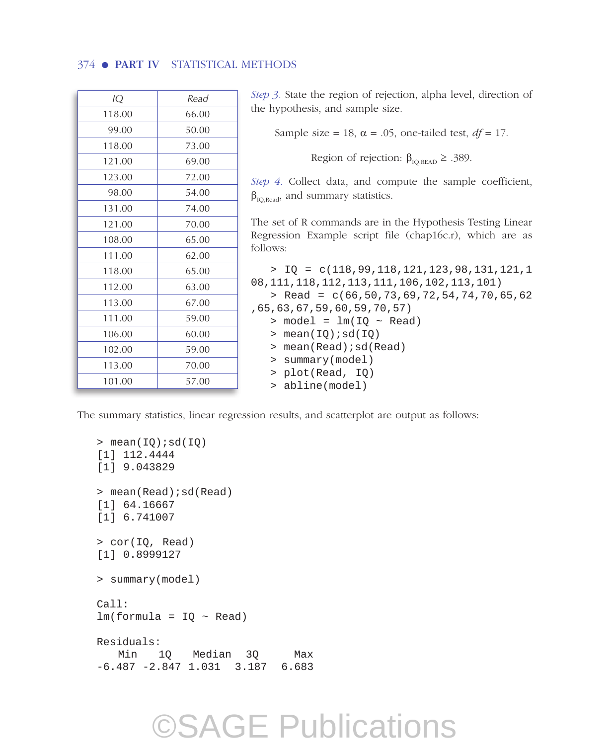| *IQ* | *Read* |
|---|---|
| 118.00 | 66.00 |
| 99.00 | 50.00 |
| 118.00 | 73.00 |
| 121.00 | 69.00 |
| 123.00 | 72.00 |
| 98.00 | 54.00 |
| 131.00 | 74.00 |
| 121.00 | 70.00 |
| 108.00 | 65.00 |
| 111.00 | 62.00 |
| 118.00 | 65.00 |
| 112.00 | 63.00 |
| 113.00 | 67.00 |
| 111.00 | 59.00 |
| 106.00 | 60.00 |
| 102.00 | 59.00 |
| 113.00 | 70.00 |
| 101.00 | 57.00 |

*Step 3.* State the region of rejection, alpha level, direction of the hypothesis, and sample size.

Sample size = 18, $\alpha = .05$, one-tailed test, $df = 17$.

Region of rejection: $\beta_{IQ,READ} \geq .389$.

*Step 4.* Collect data, and compute the sample coefficient, $\beta_{IQ,Read}$, and summary statistics.

The set of R commands are in the Hypothesis Testing Linear Regression Example script file (chap16c.r), which are as follows:

```
> IQ = c(118,99,118,121,123,98,131,121,108,111,118,112,113,111,106,102,113,101)
> Read = c(66,50,73,69,72,54,74,70,65,62,65,63,67,59,60,59,70,57)
> model = lm(IQ ~ Read)
> mean(IQ);sd(IQ)
> mean(Read);sd(Read)
> summary(model)
> plot(Read, IQ)
> abline(model)
```

The summary statistics, linear regression results, and scatterplot are output as follows:

```
> mean(IQ);sd(IQ)
[1] 112.4444
[1] 9.043829

> mean(Read);sd(Read)
[1] 64.16667
[1] 6.741007

> cor(IQ, Read)
[1] 0.8999127

> summary(model)

Call:
lm(formula = IQ ~ Read)

Residuals:
   Min     1Q   Median    3Q     Max
-6.487 -2.847  1.031   3.187  6.683
```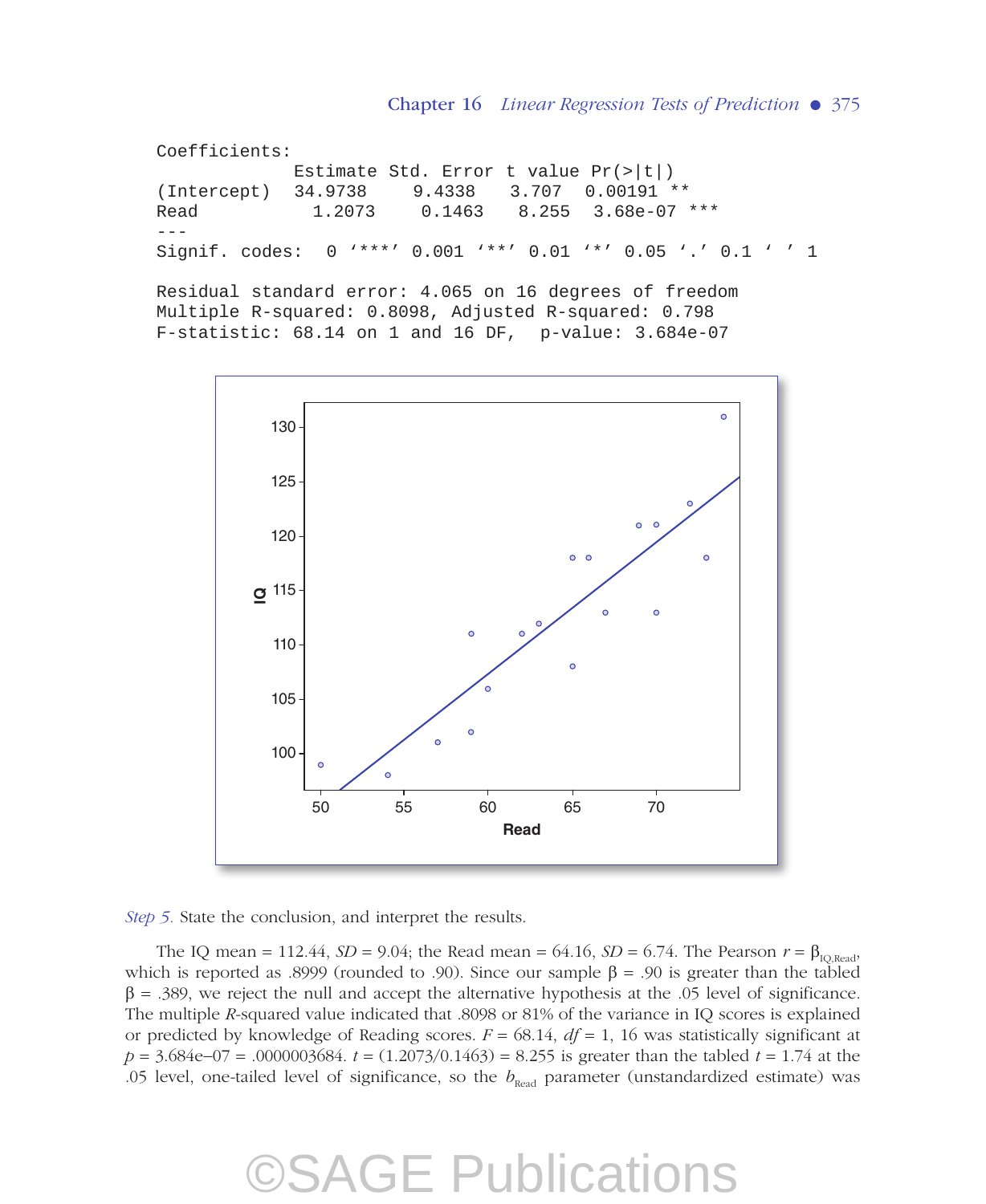```
Coefficients:
            Estimate Std. Error t value Pr(>|t|)
(Intercept)  34.9738     9.4338   3.707  0.00191 **
Read          1.2073     0.1463   8.255  3.68e-07 ***
---
Signif. codes:  0 '***' 0.001 '**' 0.01 '*' 0.05 '.' 0.1 ' ' 1

Residual standard error: 4.065 on 16 degrees of freedom
Multiple R-squared: 0.8098, Adjusted R-squared: 0.798
F-statistic: 68.14 on 1 and 16 DF,  p-value: 3.684e-07
```

*Step 5.* State the conclusion, and interpret the results.

The IQ mean = 112.44, *SD* = 9.04; the Read mean = 64.16, *SD* = 6.74. The Pearson $r = \beta_{IQ,Read}$, which is reported as .8999 (rounded to .90). Since our sample $\beta = .90$ is greater than the tabled $\beta = .389$, we reject the null and accept the alternative hypothesis at the .05 level of significance. The multiple *R*-squared value indicated that .8098 or 81% of the variance in IQ scores is explained or predicted by knowledge of Reading scores. $F = 68.14$, $df = 1, 16$ was statistically significant at $p = 3.684\text{e}{-07} = .0000003684$. $t = (1.2073/0.1463) = 8.255$ is greater than the tabled $t = 1.74$ at the .05 level, one-tailed level of significance, so the $b_{Read}$ parameter (unstandardized estimate) was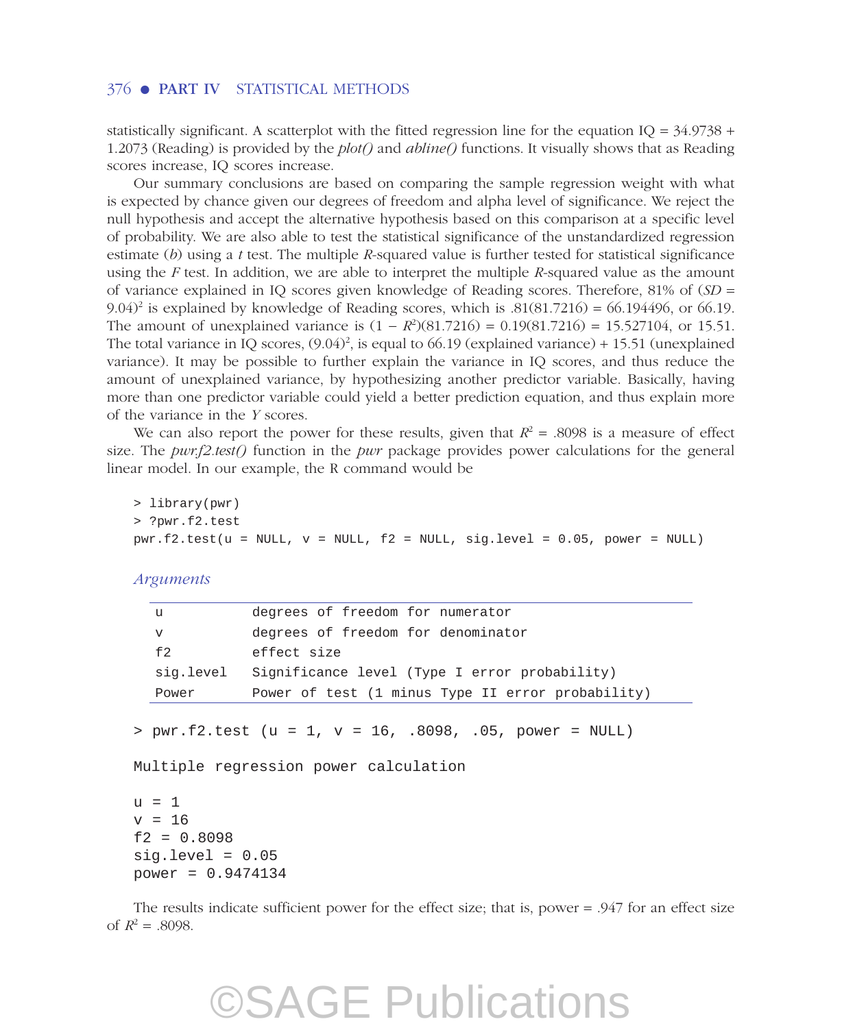statistically significant. A scatterplot with the fitted regression line for the equation IQ = 34.9738 + 1.2073 (Reading) is provided by the *plot()* and *abline()* functions. It visually shows that as Reading scores increase, IQ scores increase.

Our summary conclusions are based on comparing the sample regression weight with what is expected by chance given our degrees of freedom and alpha level of significance. We reject the null hypothesis and accept the alternative hypothesis based on this comparison at a specific level of probability. We are also able to test the statistical significance of the unstandardized regression estimate ($b$) using a $t$ test. The multiple $R$-squared value is further tested for statistical significance using the $F$ test. In addition, we are able to interpret the multiple $R$-squared value as the amount of variance explained in IQ scores given knowledge of Reading scores. Therefore, 81% of ($SD$ = 9.04)$^2$ is explained by knowledge of Reading scores, which is .81(81.7216) = 66.194496, or 66.19. The amount of unexplained variance is $(1 - R^2)(81.7216) = 0.19(81.7216) = 15.527104$, or 15.51. The total variance in IQ scores, $(9.04)^2$, is equal to 66.19 (explained variance) + 15.51 (unexplained variance). It may be possible to further explain the variance in IQ scores, and thus reduce the amount of unexplained variance, by hypothesizing another predictor variable. Basically, having more than one predictor variable could yield a better prediction equation, and thus explain more of the variance in the $Y$ scores.

We can also report the power for these results, given that $R^2 = .8098$ is a measure of effect size. The *pwr.f2.test()* function in the *pwr* package provides power calculations for the general linear model. In our example, the R command would be

```
> library(pwr)
> ?pwr.f2.test
pwr.f2.test(u = NULL, v = NULL, f2 = NULL, sig.level = 0.05, power = NULL)
```

*Arguments*

| | |
|---|---|
| u | degrees of freedom for numerator |
| v | degrees of freedom for denominator |
| f2 | effect size |
| sig.level | Significance level (Type I error probability) |
| Power | Power of test (1 minus Type II error probability) |

```
> pwr.f2.test (u = 1, v = 16, .8098, .05, power = NULL)

Multiple regression power calculation

u = 1
v = 16
f2 = 0.8098
sig.level = 0.05
power = 0.9474134
```

The results indicate sufficient power for the effect size; that is, power = .947 for an effect size of $R^2 = .8098$.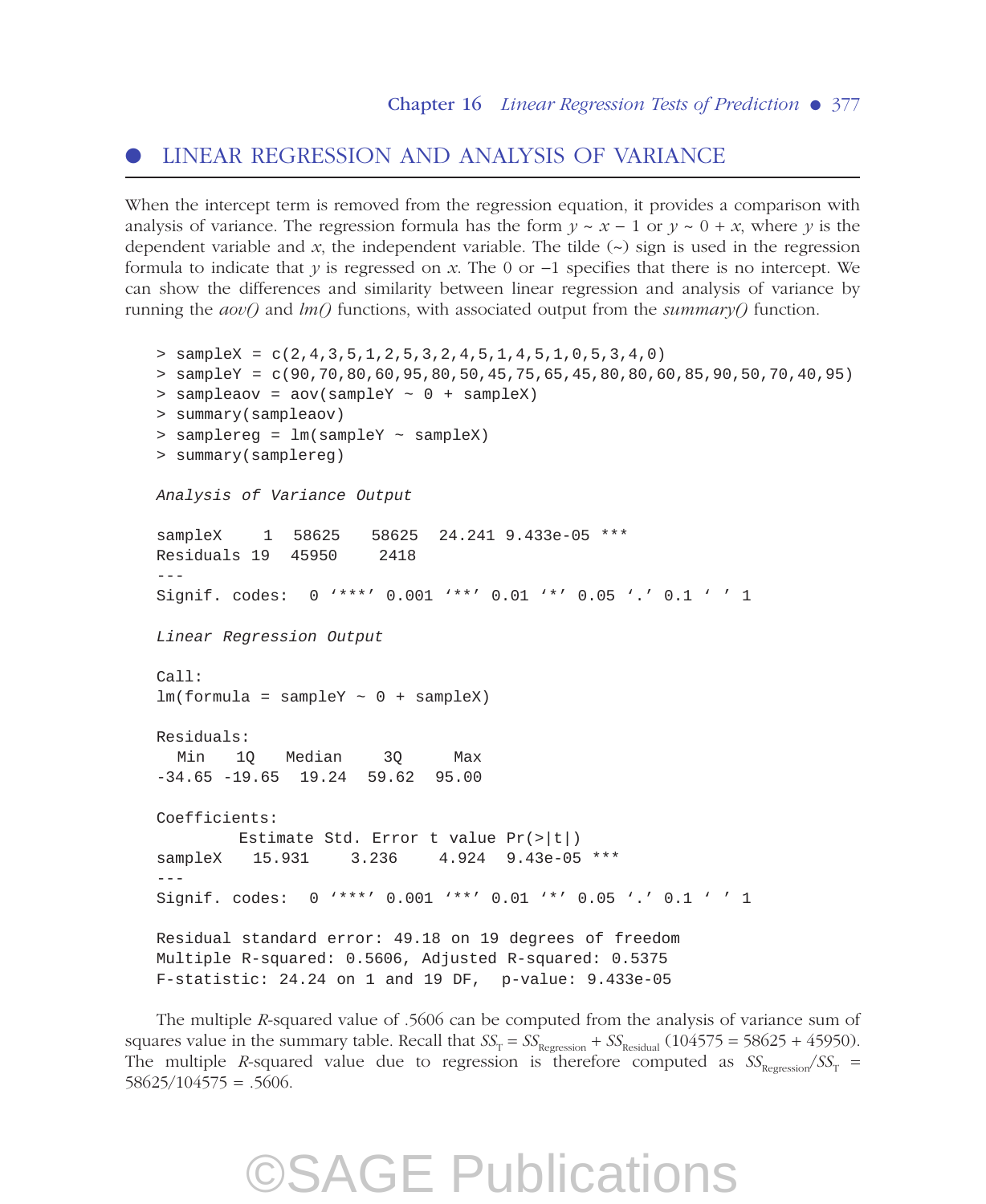## LINEAR REGRESSION AND ANALYSIS OF VARIANCE

When the intercept term is removed from the regression equation, it provides a comparison with analysis of variance. The regression formula has the form $y \sim x - 1$ or $y \sim 0 + x$, where $y$ is the dependent variable and $x$, the independent variable. The tilde (~) sign is used in the regression formula to indicate that $y$ is regressed on $x$. The 0 or −1 specifies that there is no intercept. We can show the differences and similarity between linear regression and analysis of variance by running the *aov()* and *lm()* functions, with associated output from the *summary()* function.

```
> sampleX = c(2,4,3,5,1,2,5,3,2,4,5,1,4,5,1,0,5,3,4,0)
> sampleY = c(90,70,80,60,95,80,50,45,75,65,45,80,80,60,85,90,50,70,40,95)
> sampleaov = aov(sampleY ~ 0 + sampleX)
> summary(sampleaov)
> samplereg = lm(sampleY ~ sampleX)
> summary(samplereg)

Analysis of Variance Output

sampleX     1  58625    58625  24.241 9.433e-05 ***
Residuals 19  45950     2418
---
Signif. codes:  0 '***' 0.001 '**' 0.01 '*' 0.05 '.' 0.1 ' ' 1

Linear Regression Output

Call:
lm(formula = sampleY ~ 0 + sampleX)

Residuals:
  Min    1Q   Median    3Q     Max
-34.65 -19.65  19.24  59.62  95.00

Coefficients:
        Estimate Std. Error t value Pr(>|t|)
sampleX   15.931     3.236    4.924  9.43e-05 ***
---
Signif. codes:  0 '***' 0.001 '**' 0.01 '*' 0.05 '.' 0.1 ' ' 1

Residual standard error: 49.18 on 19 degrees of freedom
Multiple R-squared: 0.5606, Adjusted R-squared: 0.5375
F-statistic: 24.24 on 1 and 19 DF,  p-value: 9.433e-05
```

The multiple $R$-squared value of .5606 can be computed from the analysis of variance sum of squares value in the summary table. Recall that $SS_T = SS_{Regression} + SS_{Residual}$ (104575 = 58625 + 45950). The multiple $R$-squared value due to regression is therefore computed as $SS_{Regression}/SS_T$ = 58625/104575 = .5606.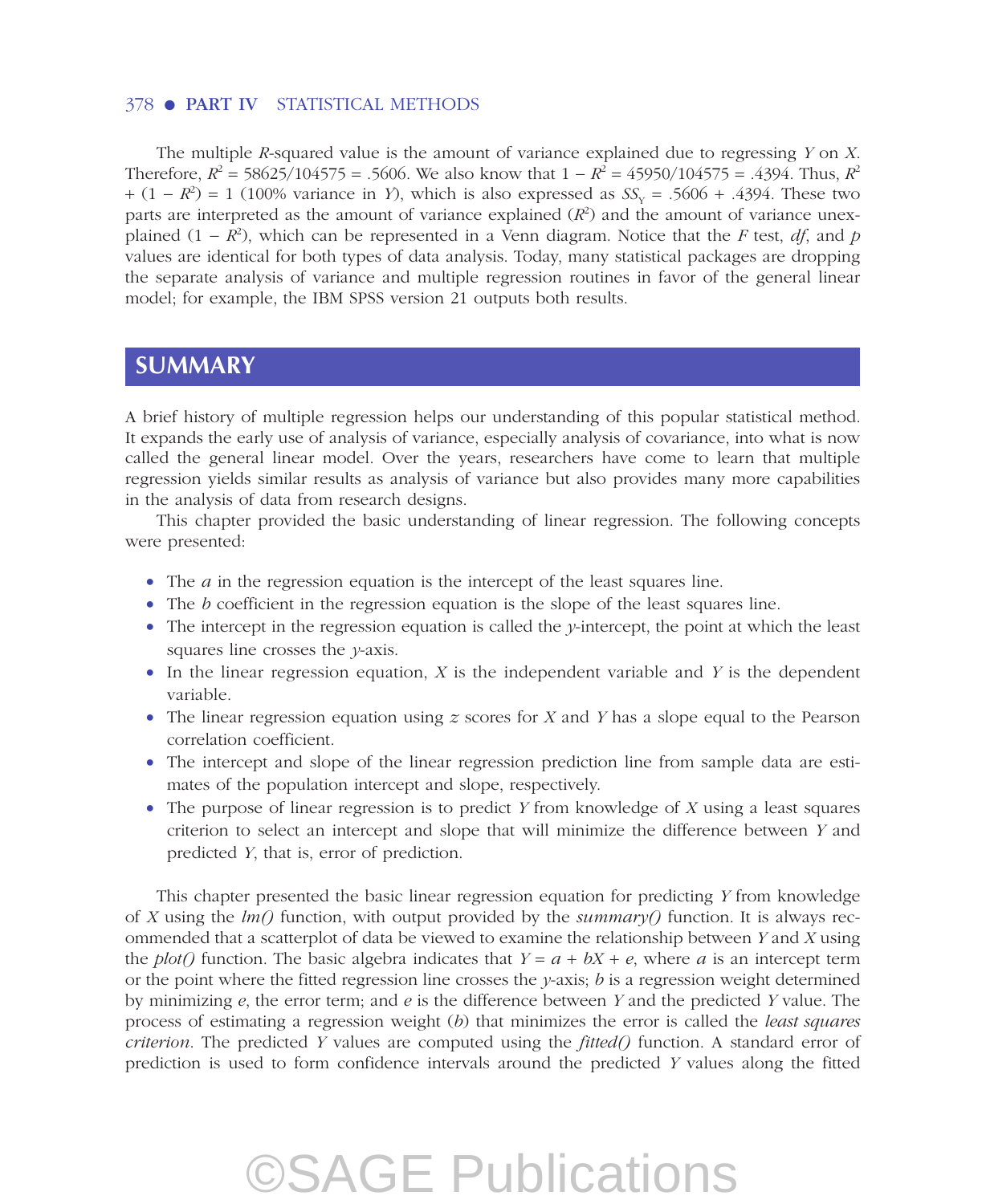The multiple *R*-squared value is the amount of variance explained due to regressing *Y* on *X*. Therefore, $R^2 = 58625/104575 = .5606$. We also know that $1 - R^2 = 45950/104575 = .4394$. Thus, $R^2 + (1 - R^2) = 1$ (100% variance in *Y*), which is also expressed as $SS_Y = .5606 + .4394$. These two parts are interpreted as the amount of variance explained ($R^2$) and the amount of variance unexplained ($1 - R^2$), which can be represented in a Venn diagram. Notice that the *F* test, *df*, and *p* values are identical for both types of data analysis. Today, many statistical packages are dropping the separate analysis of variance and multiple regression routines in favor of the general linear model; for example, the IBM SPSS version 21 outputs both results.

## SUMMARY

A brief history of multiple regression helps our understanding of this popular statistical method. It expands the early use of analysis of variance, especially analysis of covariance, into what is now called the general linear model. Over the years, researchers have come to learn that multiple regression yields similar results as analysis of variance but also provides many more capabilities in the analysis of data from research designs.

This chapter provided the basic understanding of linear regression. The following concepts were presented:

- The $a$ in the regression equation is the intercept of the least squares line.
- The $b$ coefficient in the regression equation is the slope of the least squares line.
- The intercept in the regression equation is called the $y$-intercept, the point at which the least squares line crosses the $y$-axis.
- In the linear regression equation, $X$ is the independent variable and $Y$ is the dependent variable.
- The linear regression equation using $z$ scores for $X$ and $Y$ has a slope equal to the Pearson correlation coefficient.
- The intercept and slope of the linear regression prediction line from sample data are estimates of the population intercept and slope, respectively.
- The purpose of linear regression is to predict $Y$ from knowledge of $X$ using a least squares criterion to select an intercept and slope that will minimize the difference between $Y$ and predicted $Y$, that is, error of prediction.

This chapter presented the basic linear regression equation for predicting $Y$ from knowledge of $X$ using the *lm()* function, with output provided by the *summary()* function. It is always recommended that a scatterplot of data be viewed to examine the relationship between $Y$ and $X$ using the *plot()* function. The basic algebra indicates that $Y = a + bX + e$, where $a$ is an intercept term or the point where the fitted regression line crosses the $y$-axis; $b$ is a regression weight determined by minimizing $e$, the error term; and $e$ is the difference between $Y$ and the predicted $Y$ value. The process of estimating a regression weight ($b$) that minimizes the error is called the *least squares criterion*. The predicted $Y$ values are computed using the *fitted()* function. A standard error of prediction is used to form confidence intervals around the predicted $Y$ values along the fitted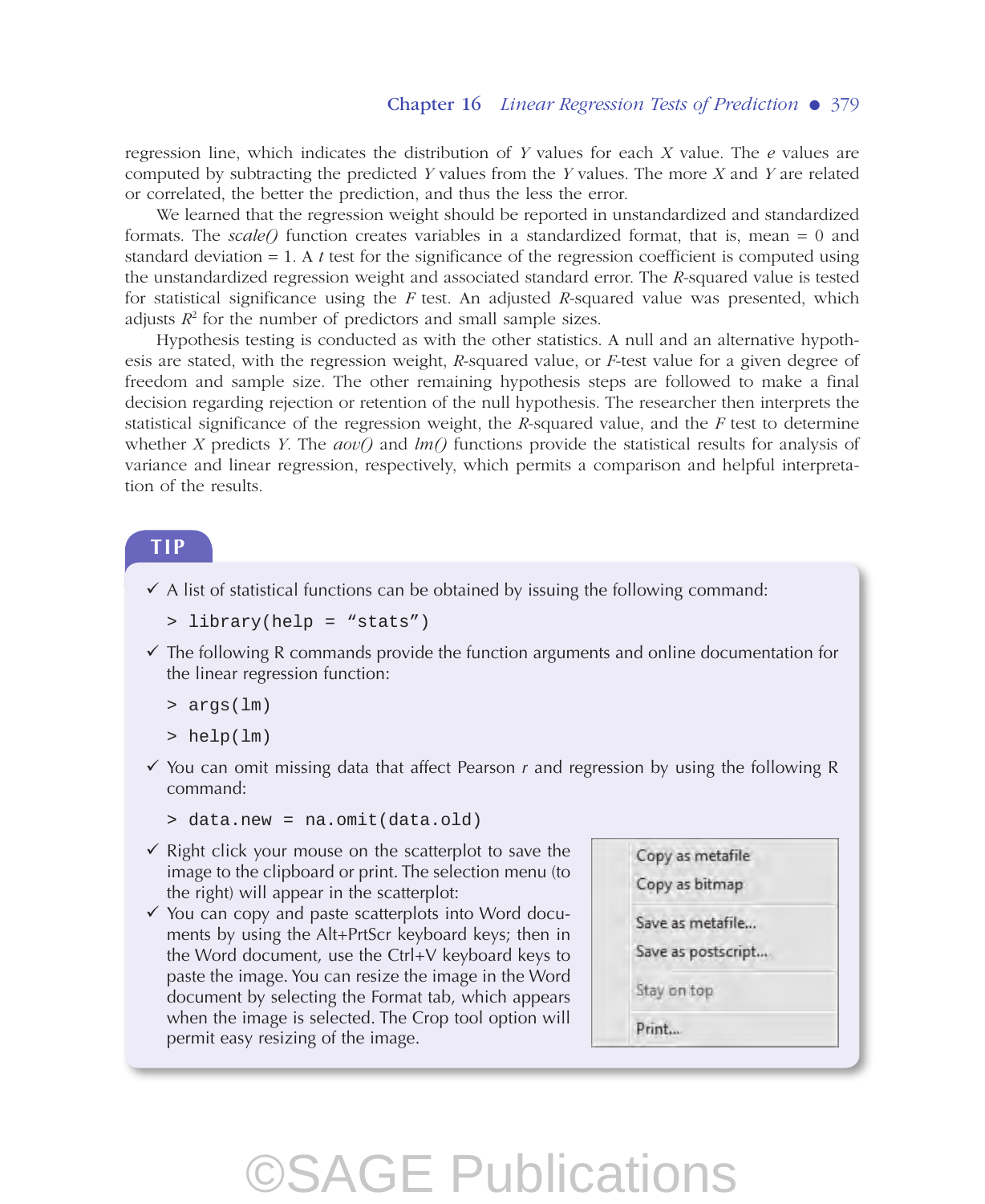regression line, which indicates the distribution of $Y$ values for each $X$ value. The $e$ values are computed by subtracting the predicted $Y$ values from the $Y$ values. The more $X$ and $Y$ are related or correlated, the better the prediction, and thus the less the error.

We learned that the regression weight should be reported in unstandardized and standardized formats. The *scale()* function creates variables in a standardized format, that is, mean = 0 and standard deviation = 1. A $t$ test for the significance of the regression coefficient is computed using the unstandardized regression weight and associated standard error. The $R$-squared value is tested for statistical significance using the $F$ test. An adjusted $R$-squared value was presented, which adjusts $R^2$ for the number of predictors and small sample sizes.

Hypothesis testing is conducted as with the other statistics. A null and an alternative hypothesis are stated, with the regression weight, $R$-squared value, or $F$-test value for a given degree of freedom and sample size. The other remaining hypothesis steps are followed to make a final decision regarding rejection or retention of the null hypothesis. The researcher then interprets the statistical significance of the regression weight, the $R$-squared value, and the $F$ test to determine whether $X$ predicts $Y$. The *aov()* and *lm()* functions provide the statistical results for analysis of variance and linear regression, respectively, which permits a comparison and helpful interpretation of the results.

## TIP

- ✓ A list of statistical functions can be obtained by issuing the following command:

```
> library(help = "stats")
```

- ✓ The following R commands provide the function arguments and online documentation for the linear regression function:

```
> args(lm)
> help(lm)
```

- ✓ You can omit missing data that affect Pearson $r$ and regression by using the following R command:

```
> data.new = na.omit(data.old)
```

- ✓ Right click your mouse on the scatterplot to save the image to the clipboard or print. The selection menu (to the right) will appear in the scatterplot:

  Copy as metafile
  Copy as bitmap
  Save as metafile...
  Save as postscript...
  Stay on top
  Print...

- ✓ You can copy and paste scatterplots into Word documents by using the Alt+PrtScr keyboard keys; then in the Word document, use the Ctrl+V keyboard keys to paste the image. You can resize the image in the Word document by selecting the Format tab, which appears when the image is selected. The Crop tool option will permit easy resizing of the image.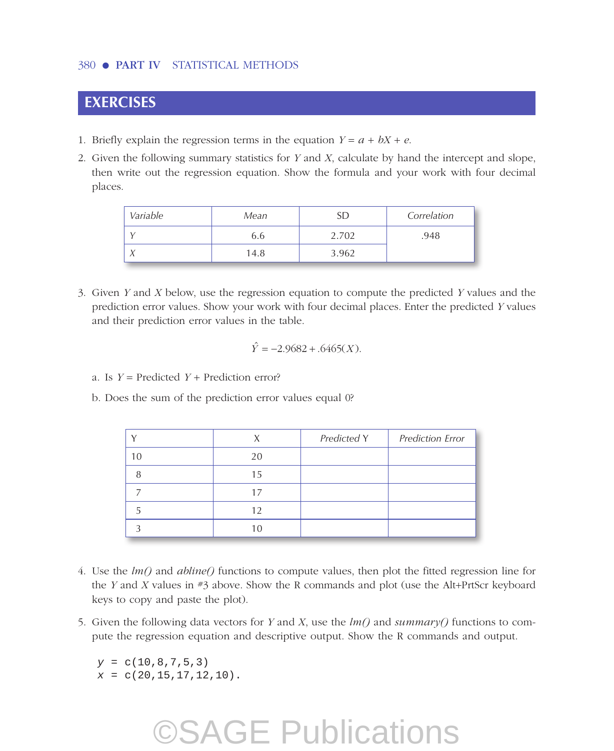## EXERCISES

1. Briefly explain the regression terms in the equation $Y = a + bX + e$.
2. Given the following summary statistics for $Y$ and $X$, calculate by hand the intercept and slope, then write out the regression equation. Show the formula and your work with four decimal places.

| *Variable* | *Mean* | SD | *Correlation* |
|---|---|---|---|
| *Y* | 6.6 | 2.702 | .948 |
| *X* | 14.8 | 3.962 | |

3. Given $Y$ and $X$ below, use the regression equation to compute the predicted $Y$ values and the prediction error values. Show your work with four decimal places. Enter the predicted $Y$ values and their prediction error values in the table.

$$\hat{Y} = -2.9682 + .6465(X).$$

   a. Is $Y$ = Predicted $Y$ + Prediction error?

   b. Does the sum of the prediction error values equal 0?

| Y | X | *Predicted* Y | *Prediction Error* |
|---|---|---|---|
| 10 | 20 | | |
| 8 | 15 | | |
| 7 | 17 | | |
| 5 | 12 | | |
| 3 | 10 | | |

4. Use the *lm()* and *abline()* functions to compute values, then plot the fitted regression line for the $Y$ and $X$ values in #3 above. Show the R commands and plot (use the Alt+PrtScr keyboard keys to copy and paste the plot).
5. Given the following data vectors for $Y$ and $X$, use the *lm()* and *summary()* functions to compute the regression equation and descriptive output. Show the R commands and output.

```
y = c(10,8,7,5,3)
x = c(20,15,17,12,10).
```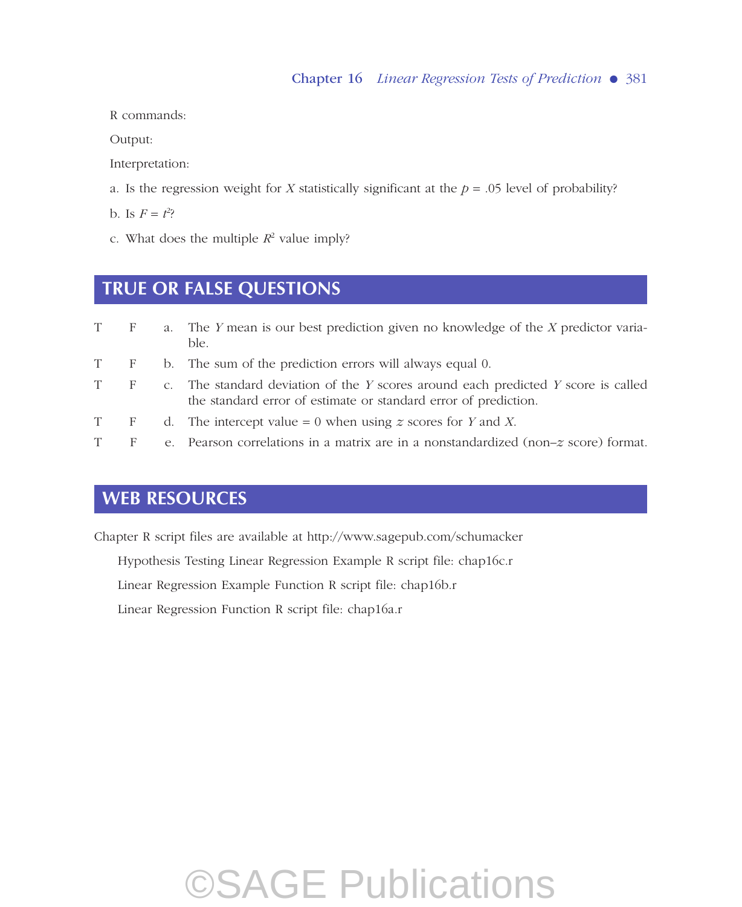R commands:

Output:

Interpretation:

a. Is the regression weight for *X* statistically significant at the $p = .05$ level of probability?

b. Is $F = t^2$?

c. What does the multiple $R^2$ value imply?

## TRUE OR FALSE QUESTIONS

T F a. The *Y* mean is our best prediction given no knowledge of the *X* predictor variable.

T F b. The sum of the prediction errors will always equal 0.

T F c. The standard deviation of the *Y* scores around each predicted *Y* score is called the standard error of estimate or standard error of prediction.

T F d. The intercept value = 0 when using *z* scores for *Y* and *X*.

T F e. Pearson correlations in a matrix are in a nonstandardized (non–*z* score) format.

## WEB RESOURCES

Chapter R script files are available at http://www.sagepub.com/schumacker

Hypothesis Testing Linear Regression Example R script file: chap16c.r

Linear Regression Example Function R script file: chap16b.r

Linear Regression Function R script file: chap16a.r